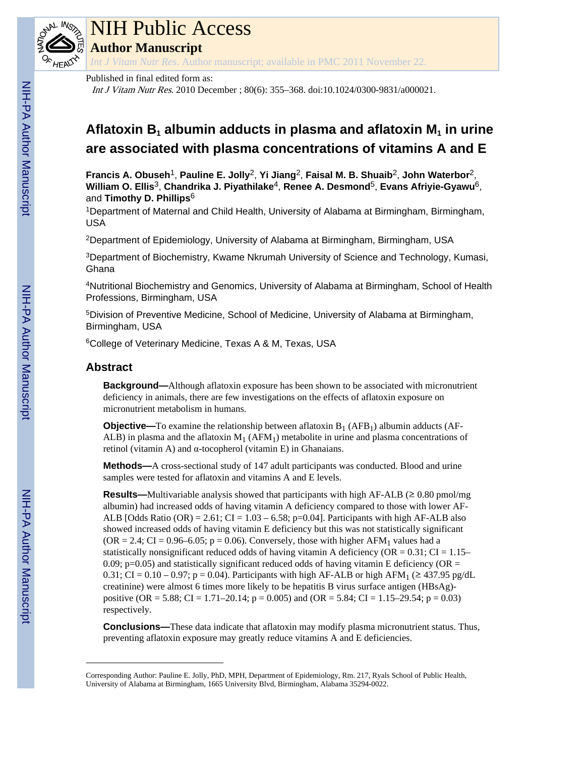# NIH Public Access

## Author Manuscript

*Int J Vitam Nutr Res*. Author manuscript; available in PMC 2011 November 22.

Published in final edited form as:

*Int J Vitam Nutr Res*. 2010 December ; 80(6): 355–368. doi:10.1024/0300-9831/a000021.

# Aflatoxin $B_1$ albumin adducts in plasma and aflatoxin $M_1$ in urine are associated with plasma concentrations of vitamins A and E

**Francis A. Obuseh**[1], **Pauline E. Jolly**[2], **Yi Jiang**[2], **Faisal M. B. Shuaib**[2], **John Waterbor**[2], **William O. Ellis**[3], **Chandrika J. Piyathilake**[4], **Renee A. Desmond**[5], **Evans Afriyie-Gyawu**[6], and **Timothy D. Phillips**[6]

[1]Department of Maternal and Child Health, University of Alabama at Birmingham, Birmingham, USA

[2]Department of Epidemiology, University of Alabama at Birmingham, Birmingham, USA

[3]Department of Biochemistry, Kwame Nkrumah University of Science and Technology, Kumasi, Ghana

[4]Nutritional Biochemistry and Genomics, University of Alabama at Birmingham, School of Health Professions, Birmingham, USA

[5]Division of Preventive Medicine, School of Medicine, University of Alabama at Birmingham, Birmingham, USA

[6]College of Veterinary Medicine, Texas A & M, Texas, USA

## Abstract

**Background—**Although aflatoxin exposure has been shown to be associated with micronutrient deficiency in animals, there are few investigations on the effects of aflatoxin exposure on micronutrient metabolism in humans.

**Objective—**To examine the relationship between aflatoxin $B_1$ ($AFB_1$) albumin adducts (AF-ALB) in plasma and the aflatoxin $M_1$ ($AFM_1$) metabolite in urine and plasma concentrations of retinol (vitamin A) and α-tocopherol (vitamin E) in Ghanaians.

**Methods—**A cross-sectional study of 147 adult participants was conducted. Blood and urine samples were tested for aflatoxin and vitamins A and E levels.

**Results—**Multivariable analysis showed that participants with high AF-ALB (≥ 0.80 pmol/mg albumin) had increased odds of having vitamin A deficiency compared to those with lower AF-ALB [Odds Ratio (OR) = 2.61; CI = 1.03 – 6.58; p=0.04]. Participants with high AF-ALB also showed increased odds of having vitamin E deficiency but this was not statistically significant (OR = 2.4; CI = 0.96–6.05; p = 0.06). Conversely, those with higher $AFM_1$ values had a statistically nonsignificant reduced odds of having vitamin A deficiency (OR = 0.31; CI = 1.15–0.09; p=0.05) and statistically significant reduced odds of having vitamin E deficiency (OR = 0.31; CI = 0.10 – 0.97; p = 0.04). Participants with high AF-ALB or high $AFM_1$ (≥ 437.95 pg/dL creatinine) were almost 6 times more likely to be hepatitis B virus surface antigen (HBsAg)-positive (OR = 5.88; CI = 1.71–20.14; p = 0.005) and (OR = 5.84; CI = 1.15–29.54; p = 0.03) respectively.

**Conclusions—**These data indicate that aflatoxin may modify plasma micronutrient status. Thus, preventing aflatoxin exposure may greatly reduce vitamins A and E deficiencies.

---

Corresponding Author: Pauline E. Jolly, PhD, MPH, Department of Epidemiology, Rm. 217, Ryals School of Public Health, University of Alabama at Birmingham, 1665 University Blvd, Birmingham, Alabama 35294-0022.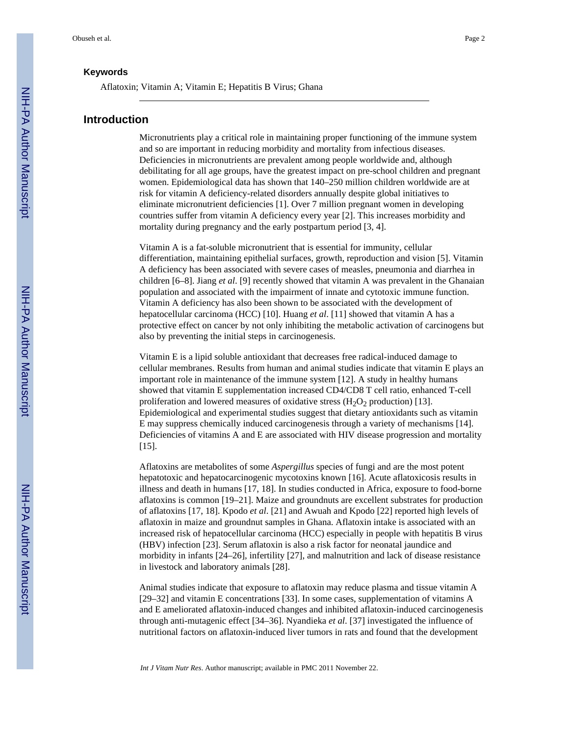### Keywords

Aflatoxin; Vitamin A; Vitamin E; Hepatitis B Virus; Ghana

## Introduction

Micronutrients play a critical role in maintaining proper functioning of the immune system and so are important in reducing morbidity and mortality from infectious diseases. Deficiencies in micronutrients are prevalent among people worldwide and, although debilitating for all age groups, have the greatest impact on pre-school children and pregnant women. Epidemiological data has shown that 140–250 million children worldwide are at risk for vitamin A deficiency-related disorders annually despite global initiatives to eliminate micronutrient deficiencies [1]. Over 7 million pregnant women in developing countries suffer from vitamin A deficiency every year [2]. This increases morbidity and mortality during pregnancy and the early postpartum period [3, 4].

Vitamin A is a fat-soluble micronutrient that is essential for immunity, cellular differentiation, maintaining epithelial surfaces, growth, reproduction and vision [5]. Vitamin A deficiency has been associated with severe cases of measles, pneumonia and diarrhea in children [6–8]. Jiang *et al*. [9] recently showed that vitamin A was prevalent in the Ghanaian population and associated with the impairment of innate and cytotoxic immune function. Vitamin A deficiency has also been shown to be associated with the development of hepatocellular carcinoma (HCC) [10]. Huang *et al*. [11] showed that vitamin A has a protective effect on cancer by not only inhibiting the metabolic activation of carcinogens but also by preventing the initial steps in carcinogenesis.

Vitamin E is a lipid soluble antioxidant that decreases free radical-induced damage to cellular membranes. Results from human and animal studies indicate that vitamin E plays an important role in maintenance of the immune system [12]. A study in healthy humans showed that vitamin E supplementation increased CD4/CD8 T cell ratio, enhanced T-cell proliferation and lowered measures of oxidative stress ($H_2O_2$ production) [13]. Epidemiological and experimental studies suggest that dietary antioxidants such as vitamin E may suppress chemically induced carcinogenesis through a variety of mechanisms [14]. Deficiencies of vitamins A and E are associated with HIV disease progression and mortality [15].

Aflatoxins are metabolites of some *Aspergillus* species of fungi and are the most potent hepatotoxic and hepatocarcinogenic mycotoxins known [16]. Acute aflatoxicosis results in illness and death in humans [17, 18]. In studies conducted in Africa, exposure to food-borne aflatoxins is common [19–21]. Maize and groundnuts are excellent substrates for production of aflatoxins [17, 18]. Kpodo *et al*. [21] and Awuah and Kpodo [22] reported high levels of aflatoxin in maize and groundnut samples in Ghana. Aflatoxin intake is associated with an increased risk of hepatocellular carcinoma (HCC) especially in people with hepatitis B virus (HBV) infection [23]. Serum aflatoxin is also a risk factor for neonatal jaundice and morbidity in infants [24–26], infertility [27], and malnutrition and lack of disease resistance in livestock and laboratory animals [28].

Animal studies indicate that exposure to aflatoxin may reduce plasma and tissue vitamin A [29–32] and vitamin E concentrations [33]. In some cases, supplementation of vitamins A and E ameliorated aflatoxin-induced changes and inhibited aflatoxin-induced carcinogenesis through anti-mutagenic effect [34–36]. Nyandieka *et al*. [37] investigated the influence of nutritional factors on aflatoxin-induced liver tumors in rats and found that the development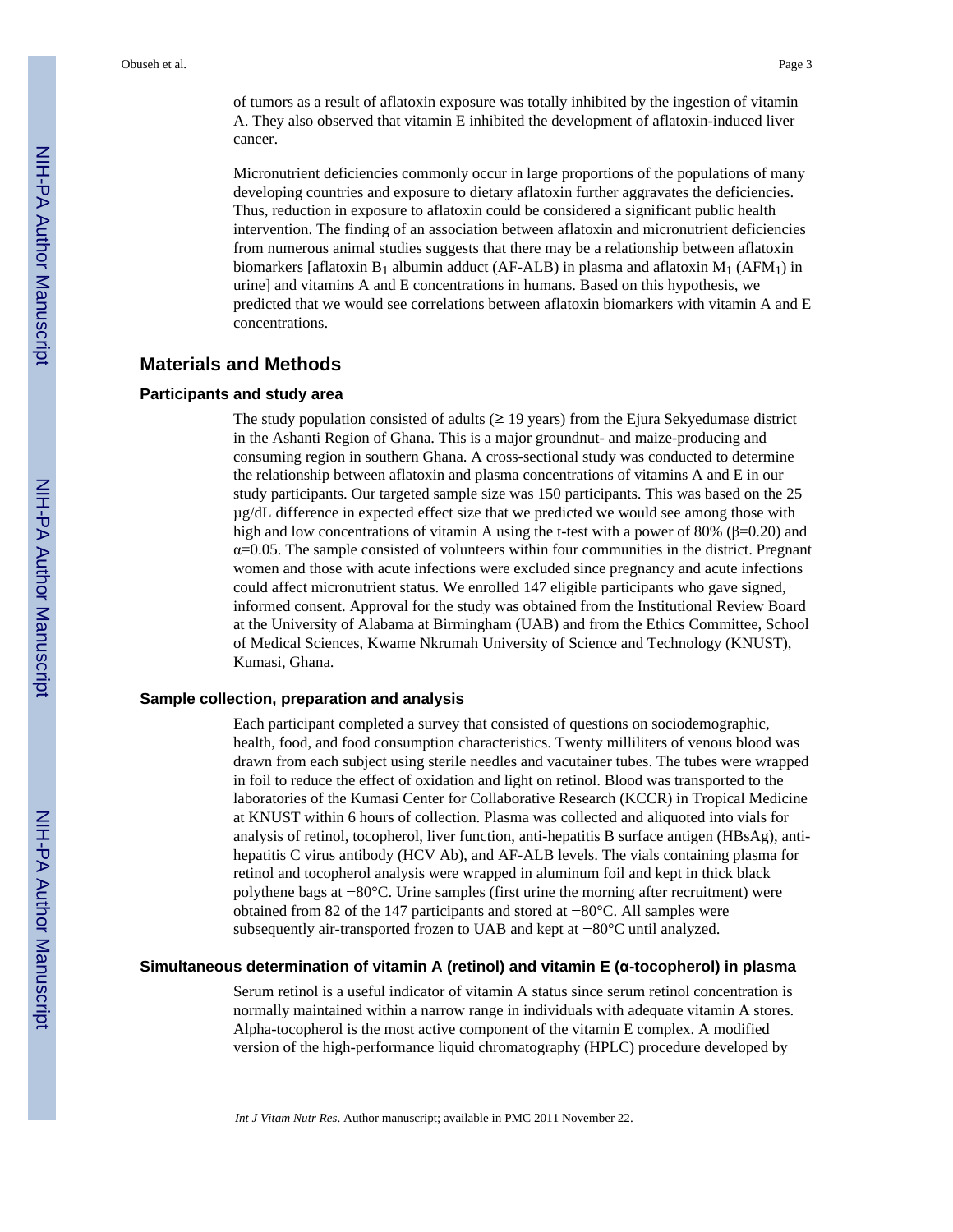of tumors as a result of aflatoxin exposure was totally inhibited by the ingestion of vitamin A. They also observed that vitamin E inhibited the development of aflatoxin-induced liver cancer.

Micronutrient deficiencies commonly occur in large proportions of the populations of many developing countries and exposure to dietary aflatoxin further aggravates the deficiencies. Thus, reduction in exposure to aflatoxin could be considered a significant public health intervention. The finding of an association between aflatoxin and micronutrient deficiencies from numerous animal studies suggests that there may be a relationship between aflatoxin biomarkers [aflatoxin $B_1$ albumin adduct (AF-ALB) in plasma and aflatoxin $M_1$ ($AFM_1$) in urine] and vitamins A and E concentrations in humans. Based on this hypothesis, we predicted that we would see correlations between aflatoxin biomarkers with vitamin A and E concentrations.

## Materials and Methods

### Participants and study area

The study population consisted of adults (≥ 19 years) from the Ejura Sekyedumase district in the Ashanti Region of Ghana. This is a major groundnut- and maize-producing and consuming region in southern Ghana. A cross-sectional study was conducted to determine the relationship between aflatoxin and plasma concentrations of vitamins A and E in our study participants. Our targeted sample size was 150 participants. This was based on the 25 μg/dL difference in expected effect size that we predicted we would see among those with high and low concentrations of vitamin A using the t-test with a power of 80% ($\beta$=0.20) and $\alpha$=0.05. The sample consisted of volunteers within four communities in the district. Pregnant women and those with acute infections were excluded since pregnancy and acute infections could affect micronutrient status. We enrolled 147 eligible participants who gave signed, informed consent. Approval for the study was obtained from the Institutional Review Board at the University of Alabama at Birmingham (UAB) and from the Ethics Committee, School of Medical Sciences, Kwame Nkrumah University of Science and Technology (KNUST), Kumasi, Ghana.

### Sample collection, preparation and analysis

Each participant completed a survey that consisted of questions on sociodemographic, health, food, and food consumption characteristics. Twenty milliliters of venous blood was drawn from each subject using sterile needles and vacutainer tubes. The tubes were wrapped in foil to reduce the effect of oxidation and light on retinol. Blood was transported to the laboratories of the Kumasi Center for Collaborative Research (KCCR) in Tropical Medicine at KNUST within 6 hours of collection. Plasma was collected and aliquoted into vials for analysis of retinol, tocopherol, liver function, anti-hepatitis B surface antigen (HBsAg), anti-hepatitis C virus antibody (HCV Ab), and AF-ALB levels. The vials containing plasma for retinol and tocopherol analysis were wrapped in aluminum foil and kept in thick black polythene bags at −80°C. Urine samples (first urine the morning after recruitment) were obtained from 82 of the 147 participants and stored at −80°C. All samples were subsequently air-transported frozen to UAB and kept at −80°C until analyzed.

### Simultaneous determination of vitamin A (retinol) and vitamin E (α-tocopherol) in plasma

Serum retinol is a useful indicator of vitamin A status since serum retinol concentration is normally maintained within a narrow range in individuals with adequate vitamin A stores. Alpha-tocopherol is the most active component of the vitamin E complex. A modified version of the high-performance liquid chromatography (HPLC) procedure developed by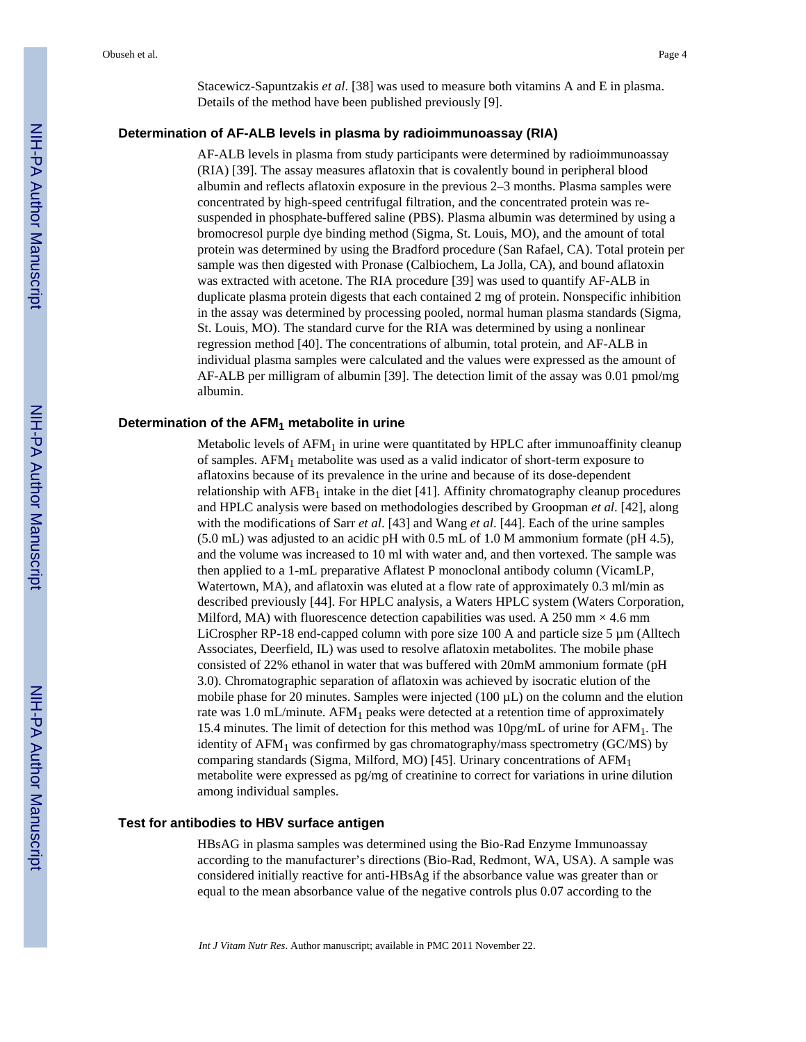Stacewicz-Sapuntzakis *et al*. [38] was used to measure both vitamins A and E in plasma. Details of the method have been published previously [9].

### Determination of AF-ALB levels in plasma by radioimmunoassay (RIA)

AF-ALB levels in plasma from study participants were determined by radioimmunoassay (RIA) [39]. The assay measures aflatoxin that is covalently bound in peripheral blood albumin and reflects aflatoxin exposure in the previous 2–3 months. Plasma samples were concentrated by high-speed centrifugal filtration, and the concentrated protein was re-suspended in phosphate-buffered saline (PBS). Plasma albumin was determined by using a bromocresol purple dye binding method (Sigma, St. Louis, MO), and the amount of total protein was determined by using the Bradford procedure (San Rafael, CA). Total protein per sample was then digested with Pronase (Calbiochem, La Jolla, CA), and bound aflatoxin was extracted with acetone. The RIA procedure [39] was used to quantify AF-ALB in duplicate plasma protein digests that each contained 2 mg of protein. Nonspecific inhibition in the assay was determined by processing pooled, normal human plasma standards (Sigma, St. Louis, MO). The standard curve for the RIA was determined by using a nonlinear regression method [40]. The concentrations of albumin, total protein, and AF-ALB in individual plasma samples were calculated and the values were expressed as the amount of AF-ALB per milligram of albumin [39]. The detection limit of the assay was 0.01 pmol/mg albumin.

### Determination of the $AFM_1$ metabolite in urine

Metabolic levels of $AFM_1$ in urine were quantitated by HPLC after immunoaffinity cleanup of samples. $AFM_1$ metabolite was used as a valid indicator of short-term exposure to aflatoxins because of its prevalence in the urine and because of its dose-dependent relationship with $AFB_1$ intake in the diet [41]. Affinity chromatography cleanup procedures and HPLC analysis were based on methodologies described by Groopman *et al*. [42], along with the modifications of Sarr *et al*. [43] and Wang *et al*. [44]. Each of the urine samples (5.0 mL) was adjusted to an acidic pH with 0.5 mL of 1.0 M ammonium formate (pH 4.5), and the volume was increased to 10 ml with water and, and then vortexed. The sample was then applied to a 1-mL preparative Aflatest P monoclonal antibody column (VicamLP, Watertown, MA), and aflatoxin was eluted at a flow rate of approximately 0.3 ml/min as described previously [44]. For HPLC analysis, a Waters HPLC system (Waters Corporation, Milford, MA) with fluorescence detection capabilities was used. A 250 mm × 4.6 mm LiCrospher RP-18 end-capped column with pore size 100 A and particle size 5 µm (Alltech Associates, Deerfield, IL) was used to resolve aflatoxin metabolites. The mobile phase consisted of 22% ethanol in water that was buffered with 20mM ammonium formate (pH 3.0). Chromatographic separation of aflatoxin was achieved by isocratic elution of the mobile phase for 20 minutes. Samples were injected (100 µL) on the column and the elution rate was 1.0 mL/minute. $AFM_1$ peaks were detected at a retention time of approximately 15.4 minutes. The limit of detection for this method was 10pg/mL of urine for $AFM_1$. The identity of $AFM_1$ was confirmed by gas chromatography/mass spectrometry (GC/MS) by comparing standards (Sigma, Milford, MO) [45]. Urinary concentrations of $AFM_1$ metabolite were expressed as pg/mg of creatinine to correct for variations in urine dilution among individual samples.

### Test for antibodies to HBV surface antigen

HBsAG in plasma samples was determined using the Bio-Rad Enzyme Immunoassay according to the manufacturer's directions (Bio-Rad, Redmont, WA, USA). A sample was considered initially reactive for anti-HBsAg if the absorbance value was greater than or equal to the mean absorbance value of the negative controls plus 0.07 according to the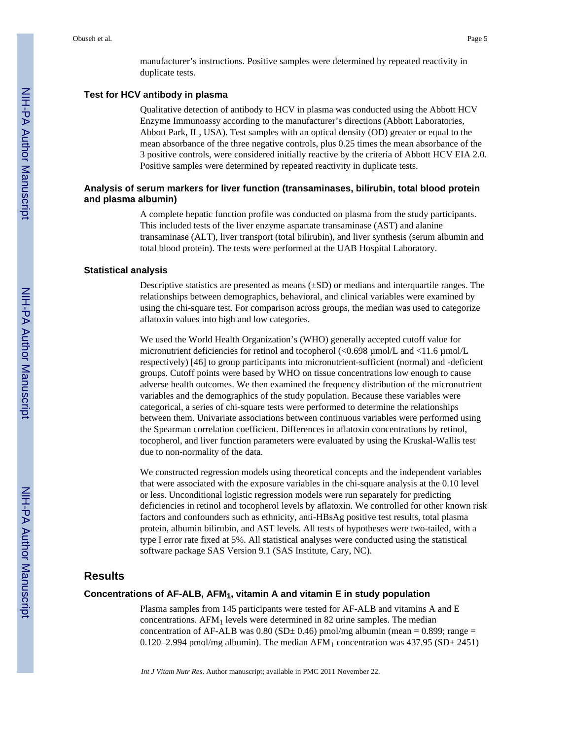manufacturer's instructions. Positive samples were determined by repeated reactivity in duplicate tests.

### Test for HCV antibody in plasma

Qualitative detection of antibody to HCV in plasma was conducted using the Abbott HCV Enzyme Immunoassy according to the manufacturer's directions (Abbott Laboratories, Abbott Park, IL, USA). Test samples with an optical density (OD) greater or equal to the mean absorbance of the three negative controls, plus 0.25 times the mean absorbance of the 3 positive controls, were considered initially reactive by the criteria of Abbott HCV EIA 2.0. Positive samples were determined by repeated reactivity in duplicate tests.

### Analysis of serum markers for liver function (transaminases, bilirubin, total blood protein and plasma albumin)

A complete hepatic function profile was conducted on plasma from the study participants. This included tests of the liver enzyme aspartate transaminase (AST) and alanine transaminase (ALT), liver transport (total bilirubin), and liver synthesis (serum albumin and total blood protein). The tests were performed at the UAB Hospital Laboratory.

### Statistical analysis

Descriptive statistics are presented as means (±SD) or medians and interquartile ranges. The relationships between demographics, behavioral, and clinical variables were examined by using the chi-square test. For comparison across groups, the median was used to categorize aflatoxin values into high and low categories.

We used the World Health Organization's (WHO) generally accepted cutoff value for micronutrient deficiencies for retinol and tocopherol (<0.698 μmol/L and <11.6 μmol/L respectively) [46] to group participants into micronutrient-sufficient (normal) and -deficient groups. Cutoff points were based by WHO on tissue concentrations low enough to cause adverse health outcomes. We then examined the frequency distribution of the micronutrient variables and the demographics of the study population. Because these variables were categorical, a series of chi-square tests were performed to determine the relationships between them. Univariate associations between continuous variables were performed using the Spearman correlation coefficient. Differences in aflatoxin concentrations by retinol, tocopherol, and liver function parameters were evaluated by using the Kruskal-Wallis test due to non-normality of the data.

We constructed regression models using theoretical concepts and the independent variables that were associated with the exposure variables in the chi-square analysis at the 0.10 level or less. Unconditional logistic regression models were run separately for predicting deficiencies in retinol and tocopherol levels by aflatoxin. We controlled for other known risk factors and confounders such as ethnicity, anti-HBsAg positive test results, total plasma protein, albumin bilirubin, and AST levels. All tests of hypotheses were two-tailed, with a type I error rate fixed at 5%. All statistical analyses were conducted using the statistical software package SAS Version 9.1 (SAS Institute, Cary, NC).

## Results

### Concentrations of AF-ALB, $AFM_1$, vitamin A and vitamin E in study population

Plasma samples from 145 participants were tested for AF-ALB and vitamins A and E concentrations. $AFM_1$ levels were determined in 82 urine samples. The median concentration of AF-ALB was 0.80 (SD± 0.46) pmol/mg albumin (mean = 0.899; range = 0.120–2.994 pmol/mg albumin). The median $AFM_1$ concentration was 437.95 (SD± 2451)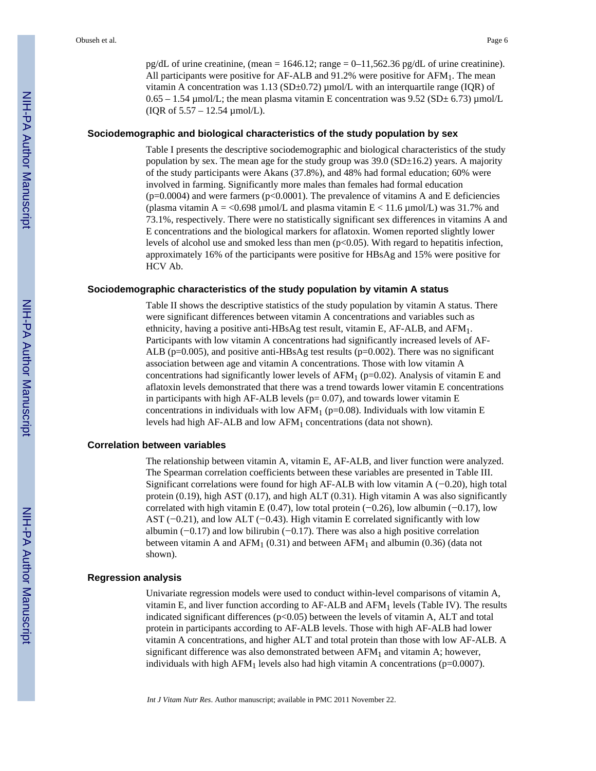pg/dL of urine creatinine, (mean = 1646.12; range = 0–11,562.36 pg/dL of urine creatinine). All participants were positive for AF-ALB and 91.2% were positive for $AFM_1$. The mean vitamin A concentration was 1.13 (SD±0.72) μmol/L with an interquartile range (IQR) of 0.65 – 1.54 μmol/L; the mean plasma vitamin E concentration was 9.52 (SD± 6.73) μmol/L (IQR of 5.57 – 12.54 μmol/L).

### Sociodemographic and biological characteristics of the study population by sex

Table I presents the descriptive sociodemographic and biological characteristics of the study population by sex. The mean age for the study group was 39.0 (SD±16.2) years. A majority of the study participants were Akans (37.8%), and 48% had formal education; 60% were involved in farming. Significantly more males than females had formal education ($p=0.0004$) and were farmers ($p<0.0001$). The prevalence of vitamins A and E deficiencies (plasma vitamin A = <0.698 μmol/L and plasma vitamin E < 11.6 μmol/L) was 31.7% and 73.1%, respectively. There were no statistically significant sex differences in vitamins A and E concentrations and the biological markers for aflatoxin. Women reported slightly lower levels of alcohol use and smoked less than men ($p<0.05$). With regard to hepatitis infection, approximately 16% of the participants were positive for HBsAg and 15% were positive for HCV Ab.

### Sociodemographic characteristics of the study population by vitamin A status

Table II shows the descriptive statistics of the study population by vitamin A status. There were significant differences between vitamin A concentrations and variables such as ethnicity, having a positive anti-HBsAg test result, vitamin E, AF-ALB, and $AFM_1$. Participants with low vitamin A concentrations had significantly increased levels of AF-ALB ($p=0.005$), and positive anti-HBsAg test results ($p=0.002$). There was no significant association between age and vitamin A concentrations. Those with low vitamin A concentrations had significantly lower levels of $AFM_1$ ($p=0.02$). Analysis of vitamin E and aflatoxin levels demonstrated that there was a trend towards lower vitamin E concentrations in participants with high AF-ALB levels ($p= 0.07$), and towards lower vitamin E concentrations in individuals with low $AFM_1$ ($p=0.08$). Individuals with low vitamin E levels had high AF-ALB and low $AFM_1$ concentrations (data not shown).

### Correlation between variables

The relationship between vitamin A, vitamin E, AF-ALB, and liver function were analyzed. The Spearman correlation coefficients between these variables are presented in Table III. Significant correlations were found for high AF-ALB with low vitamin A (−0.20), high total protein (0.19), high AST (0.17), and high ALT (0.31). High vitamin A was also significantly correlated with high vitamin E (0.47), low total protein (−0.26), low albumin (−0.17), low AST (−0.21), and low ALT (−0.43). High vitamin E correlated significantly with low albumin (−0.17) and low bilirubin (−0.17). There was also a high positive correlation between vitamin A and $AFM_1$ (0.31) and between $AFM_1$ and albumin (0.36) (data not shown).

### Regression analysis

Univariate regression models were used to conduct within-level comparisons of vitamin A, vitamin E, and liver function according to AF-ALB and $AFM_1$ levels (Table IV). The results indicated significant differences ($p<0.05$) between the levels of vitamin A, ALT and total protein in participants according to AF-ALB levels. Those with high AF-ALB had lower vitamin A concentrations, and higher ALT and total protein than those with low AF-ALB. A significant difference was also demonstrated between $AFM_1$ and vitamin A; however, individuals with high $AFM_1$ levels also had high vitamin A concentrations ($p=0.0007$).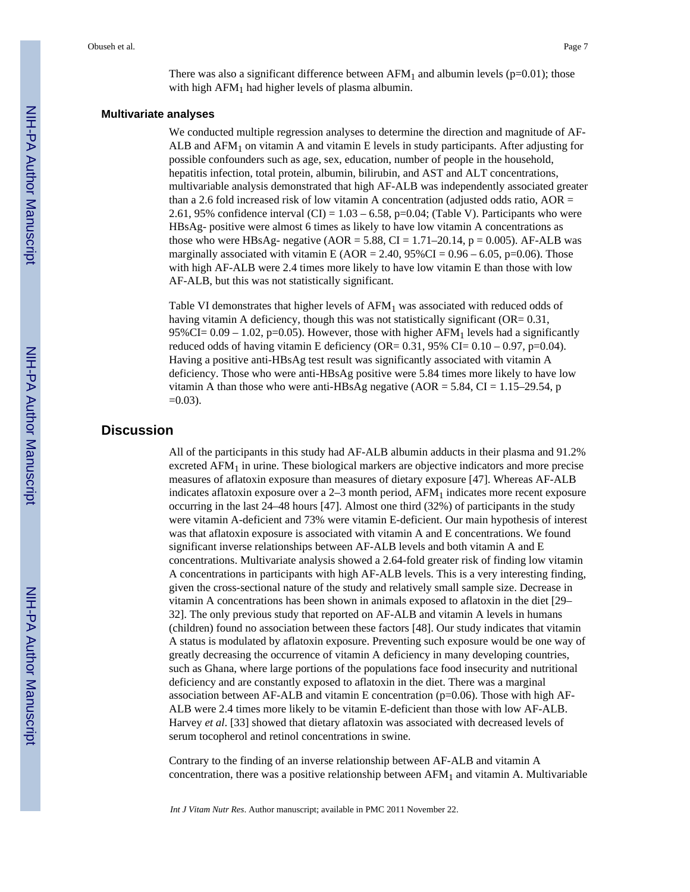There was also a significant difference between $AFM_1$ and albumin levels (p=0.01); those with high $AFM_1$ had higher levels of plasma albumin.

### Multivariate analyses

We conducted multiple regression analyses to determine the direction and magnitude of AF-ALB and $AFM_1$ on vitamin A and vitamin E levels in study participants. After adjusting for possible confounders such as age, sex, education, number of people in the household, hepatitis infection, total protein, albumin, bilirubin, and AST and ALT concentrations, multivariable analysis demonstrated that high AF-ALB was independently associated greater than a 2.6 fold increased risk of low vitamin A concentration (adjusted odds ratio, AOR = 2.61, 95% confidence interval (CI) = 1.03 – 6.58, p=0.04; (Table V). Participants who were HBsAg- positive were almost 6 times as likely to have low vitamin A concentrations as those who were HBsAg- negative (AOR = 5.88, CI = 1.71–20.14, p = 0.005). AF-ALB was marginally associated with vitamin E (AOR = 2.40, 95%CI = 0.96 – 6.05, p=0.06). Those with high AF-ALB were 2.4 times more likely to have low vitamin E than those with low AF-ALB, but this was not statistically significant.

Table VI demonstrates that higher levels of $AFM_1$ was associated with reduced odds of having vitamin A deficiency, though this was not statistically significant (OR= 0.31, 95%CI= 0.09 – 1.02, p=0.05). However, those with higher $AFM_1$ levels had a significantly reduced odds of having vitamin E deficiency (OR= 0.31, 95% CI= 0.10 – 0.97, p=0.04). Having a positive anti-HBsAg test result was significantly associated with vitamin A deficiency. Those who were anti-HBsAg positive were 5.84 times more likely to have low vitamin A than those who were anti-HBsAg negative (AOR = 5.84, CI = 1.15–29.54, p =0.03).

## Discussion

All of the participants in this study had AF-ALB albumin adducts in their plasma and 91.2% excreted $AFM_1$ in urine. These biological markers are objective indicators and more precise measures of aflatoxin exposure than measures of dietary exposure [47]. Whereas AF-ALB indicates aflatoxin exposure over a 2–3 month period, $AFM_1$ indicates more recent exposure occurring in the last 24–48 hours [47]. Almost one third (32%) of participants in the study were vitamin A-deficient and 73% were vitamin E-deficient. Our main hypothesis of interest was that aflatoxin exposure is associated with vitamin A and E concentrations. We found significant inverse relationships between AF-ALB levels and both vitamin A and E concentrations. Multivariate analysis showed a 2.64-fold greater risk of finding low vitamin A concentrations in participants with high AF-ALB levels. This is a very interesting finding, given the cross-sectional nature of the study and relatively small sample size. Decrease in vitamin A concentrations has been shown in animals exposed to aflatoxin in the diet [29–32]. The only previous study that reported on AF-ALB and vitamin A levels in humans (children) found no association between these factors [48]. Our study indicates that vitamin A status is modulated by aflatoxin exposure. Preventing such exposure would be one way of greatly decreasing the occurrence of vitamin A deficiency in many developing countries, such as Ghana, where large portions of the populations face food insecurity and nutritional deficiency and are constantly exposed to aflatoxin in the diet. There was a marginal association between AF-ALB and vitamin E concentration (p=0.06). Those with high AF-ALB were 2.4 times more likely to be vitamin E-deficient than those with low AF-ALB. Harvey *et al*. [33] showed that dietary aflatoxin was associated with decreased levels of serum tocopherol and retinol concentrations in swine.

Contrary to the finding of an inverse relationship between AF-ALB and vitamin A concentration, there was a positive relationship between $AFM_1$ and vitamin A. Multivariable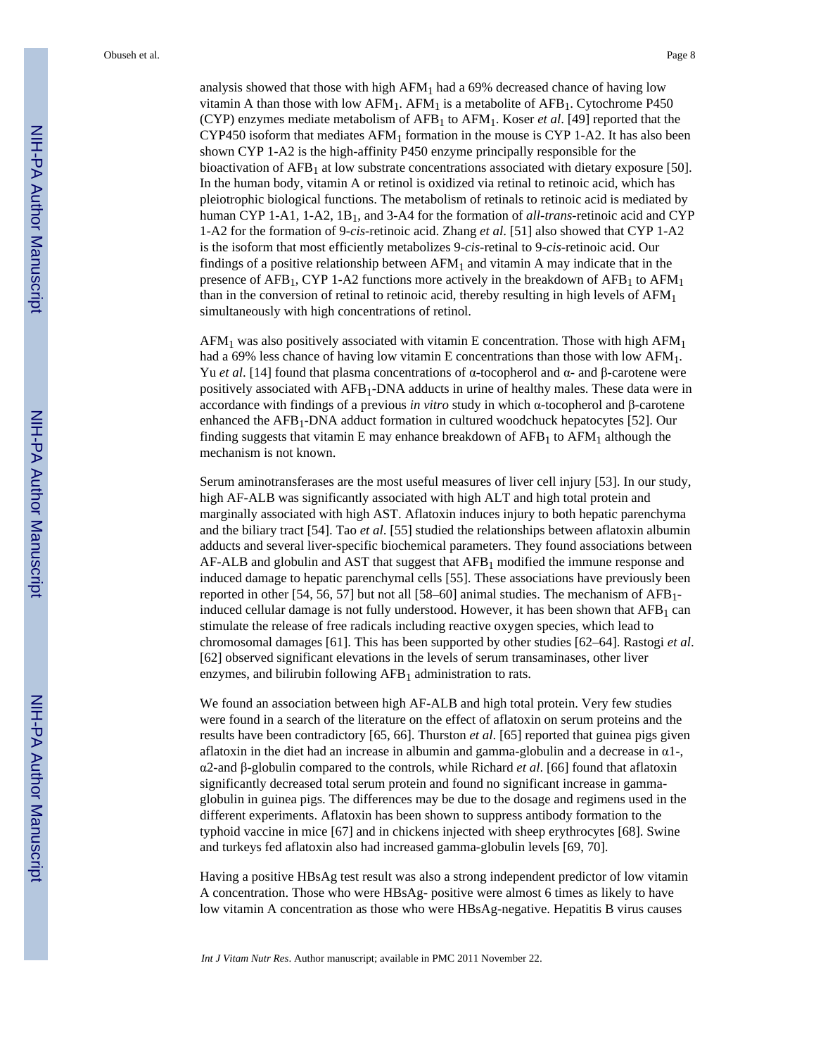analysis showed that those with high $AFM_1$ had a 69% decreased chance of having low vitamin A than those with low $AFM_1$. $AFM_1$ is a metabolite of $AFB_1$. Cytochrome P450 (CYP) enzymes mediate metabolism of $AFB_1$ to $AFM_1$. Koser *et al*. [49] reported that the CYP450 isoform that mediates $AFM_1$ formation in the mouse is CYP 1-A2. It has also been shown CYP 1-A2 is the high-affinity P450 enzyme principally responsible for the bioactivation of $AFB_1$ at low substrate concentrations associated with dietary exposure [50]. In the human body, vitamin A or retinol is oxidized via retinal to retinoic acid, which has pleiotrophic biological functions. The metabolism of retinals to retinoic acid is mediated by human CYP 1-A1, 1-A2, $1B_1$, and 3-A4 for the formation of *all-trans*-retinoic acid and CYP 1-A2 for the formation of 9-*cis*-retinoic acid. Zhang *et al*. [51] also showed that CYP 1-A2 is the isoform that most efficiently metabolizes 9-*cis*-retinal to 9-*cis*-retinoic acid. Our findings of a positive relationship between $AFM_1$ and vitamin A may indicate that in the presence of $AFB_1$, CYP 1-A2 functions more actively in the breakdown of $AFB_1$ to $AFM_1$ than in the conversion of retinal to retinoic acid, thereby resulting in high levels of $AFM_1$ simultaneously with high concentrations of retinol.

$AFM_1$ was also positively associated with vitamin E concentration. Those with high $AFM_1$ had a 69% less chance of having low vitamin E concentrations than those with low $AFM_1$. Yu *et al*. [14] found that plasma concentrations of α-tocopherol and α- and β-carotene were positively associated with $AFB_1$-DNA adducts in urine of healthy males. These data were in accordance with findings of a previous *in vitro* study in which α-tocopherol and β-carotene enhanced the $AFB_1$-DNA adduct formation in cultured woodchuck hepatocytes [52]. Our finding suggests that vitamin E may enhance breakdown of $AFB_1$ to $AFM_1$ although the mechanism is not known.

Serum aminotransferases are the most useful measures of liver cell injury [53]. In our study, high AF-ALB was significantly associated with high ALT and high total protein and marginally associated with high AST. Aflatoxin induces injury to both hepatic parenchyma and the biliary tract [54]. Tao *et al*. [55] studied the relationships between aflatoxin albumin adducts and several liver-specific biochemical parameters. They found associations between AF-ALB and globulin and AST that suggest that $AFB_1$ modified the immune response and induced damage to hepatic parenchymal cells [55]. These associations have previously been reported in other [54, 56, 57] but not all [58–60] animal studies. The mechanism of $AFB_1$-induced cellular damage is not fully understood. However, it has been shown that $AFB_1$ can stimulate the release of free radicals including reactive oxygen species, which lead to chromosomal damages [61]. This has been supported by other studies [62–64]. Rastogi *et al*. [62] observed significant elevations in the levels of serum transaminases, other liver enzymes, and bilirubin following $AFB_1$ administration to rats.

We found an association between high AF-ALB and high total protein. Very few studies were found in a search of the literature on the effect of aflatoxin on serum proteins and the results have been contradictory [65, 66]. Thurston *et al*. [65] reported that guinea pigs given aflatoxin in the diet had an increase in albumin and gamma-globulin and a decrease in α1-, α2-and β-globulin compared to the controls, while Richard *et al*. [66] found that aflatoxin significantly decreased total serum protein and found no significant increase in gamma-globulin in guinea pigs. The differences may be due to the dosage and regimens used in the different experiments. Aflatoxin has been shown to suppress antibody formation to the typhoid vaccine in mice [67] and in chickens injected with sheep erythrocytes [68]. Swine and turkeys fed aflatoxin also had increased gamma-globulin levels [69, 70].

Having a positive HBsAg test result was also a strong independent predictor of low vitamin A concentration. Those who were HBsAg- positive were almost 6 times as likely to have low vitamin A concentration as those who were HBsAg-negative. Hepatitis B virus causes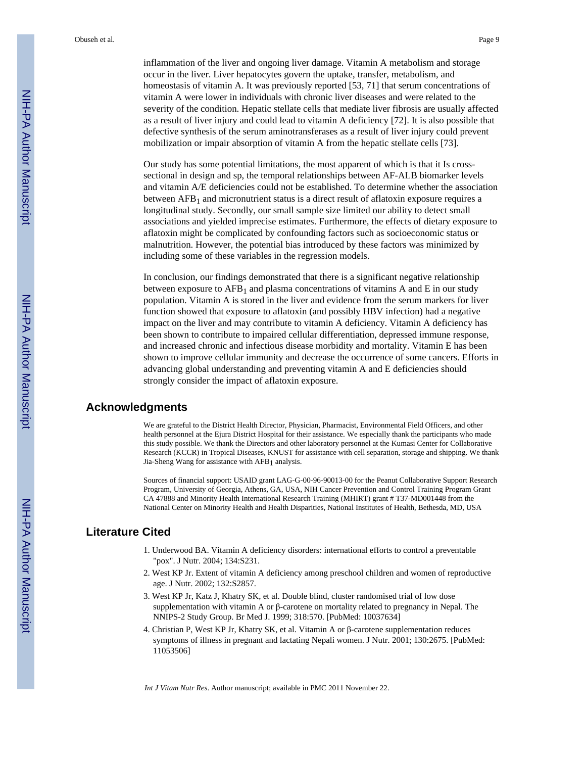inflammation of the liver and ongoing liver damage. Vitamin A metabolism and storage occur in the liver. Liver hepatocytes govern the uptake, transfer, metabolism, and homeostasis of vitamin A. It was previously reported [53, 71] that serum concentrations of vitamin A were lower in individuals with chronic liver diseases and were related to the severity of the condition. Hepatic stellate cells that mediate liver fibrosis are usually affected as a result of liver injury and could lead to vitamin A deficiency [72]. It is also possible that defective synthesis of the serum aminotransferases as a result of liver injury could prevent mobilization or impair absorption of vitamin A from the hepatic stellate cells [73].

Our study has some potential limitations, the most apparent of which is that it Is cross-sectional in design and sp, the temporal relationships between AF-ALB biomarker levels and vitamin A/E deficiencies could not be established. To determine whether the association between $AFB_1$ and micronutrient status is a direct result of aflatoxin exposure requires a longitudinal study. Secondly, our small sample size limited our ability to detect small associations and yielded imprecise estimates. Furthermore, the effects of dietary exposure to aflatoxin might be complicated by confounding factors such as socioeconomic status or malnutrition. However, the potential bias introduced by these factors was minimized by including some of these variables in the regression models.

In conclusion, our findings demonstrated that there is a significant negative relationship between exposure to $AFB_1$ and plasma concentrations of vitamins A and E in our study population. Vitamin A is stored in the liver and evidence from the serum markers for liver function showed that exposure to aflatoxin (and possibly HBV infection) had a negative impact on the liver and may contribute to vitamin A deficiency. Vitamin A deficiency has been shown to contribute to impaired cellular differentiation, depressed immune response, and increased chronic and infectious disease morbidity and mortality. Vitamin E has been shown to improve cellular immunity and decrease the occurrence of some cancers. Efforts in advancing global understanding and preventing vitamin A and E deficiencies should strongly consider the impact of aflatoxin exposure.

## Acknowledgments

We are grateful to the District Health Director, Physician, Pharmacist, Environmental Field Officers, and other health personnel at the Ejura District Hospital for their assistance. We especially thank the participants who made this study possible. We thank the Directors and other laboratory personnel at the Kumasi Center for Collaborative Research (KCCR) in Tropical Diseases, KNUST for assistance with cell separation, storage and shipping. We thank Jia-Sheng Wang for assistance with $AFB_1$ analysis.

Sources of financial support: USAID grant LAG-G-00-96-90013-00 for the Peanut Collaborative Support Research Program, University of Georgia, Athens, GA, USA, NIH Cancer Prevention and Control Training Program Grant CA 47888 and Minority Health International Research Training (MHIRT) grant # T37-MD001448 from the National Center on Minority Health and Health Disparities, National Institutes of Health, Bethesda, MD, USA

## Literature Cited

1. Underwood BA. Vitamin A deficiency disorders: international efforts to control a preventable "pox". J Nutr. 2004; 134:S231.
2. West KP Jr. Extent of vitamin A deficiency among preschool children and women of reproductive age. J Nutr. 2002; 132:S2857.
3. West KP Jr, Katz J, Khatry SK, et al. Double blind, cluster randomised trial of low dose supplementation with vitamin A or β-carotene on mortality related to pregnancy in Nepal. The NNIPS-2 Study Group. Br Med J. 1999; 318:570. [PubMed: 10037634]
4. Christian P, West KP Jr, Khatry SK, et al. Vitamin A or β-carotene supplementation reduces symptoms of illness in pregnant and lactating Nepali women. J Nutr. 2001; 130:2675. [PubMed: 11053506]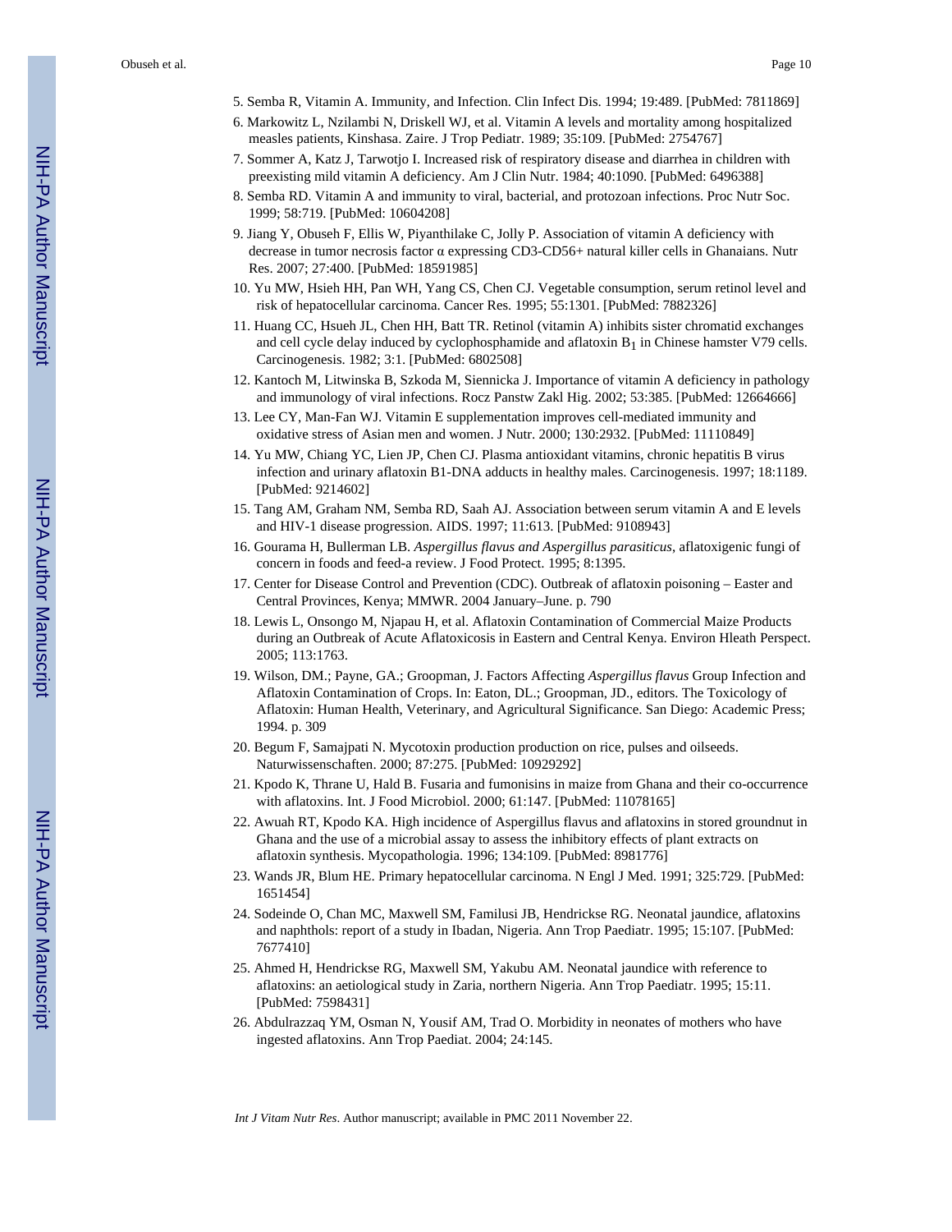5. Semba R, Vitamin A. Immunity, and Infection. Clin Infect Dis. 1994; 19:489. [PubMed: 7811869]
6. Markowitz L, Nzilambi N, Driskell WJ, et al. Vitamin A levels and mortality among hospitalized measles patients, Kinshasa. Zaire. J Trop Pediatr. 1989; 35:109. [PubMed: 2754767]
7. Sommer A, Katz J, Tarwotjo I. Increased risk of respiratory disease and diarrhea in children with preexisting mild vitamin A deficiency. Am J Clin Nutr. 1984; 40:1090. [PubMed: 6496388]
8. Semba RD. Vitamin A and immunity to viral, bacterial, and protozoan infections. Proc Nutr Soc. 1999; 58:719. [PubMed: 10604208]
9. Jiang Y, Obuseh F, Ellis W, Piyanthilake C, Jolly P. Association of vitamin A deficiency with decrease in tumor necrosis factor α expressing CD3-CD56+ natural killer cells in Ghanaians. Nutr Res. 2007; 27:400. [PubMed: 18591985]
10. Yu MW, Hsieh HH, Pan WH, Yang CS, Chen CJ. Vegetable consumption, serum retinol level and risk of hepatocellular carcinoma. Cancer Res. 1995; 55:1301. [PubMed: 7882326]
11. Huang CC, Hsueh JL, Chen HH, Batt TR. Retinol (vitamin A) inhibits sister chromatid exchanges and cell cycle delay induced by cyclophosphamide and aflatoxin $B_1$ in Chinese hamster V79 cells. Carcinogenesis. 1982; 3:1. [PubMed: 6802508]
12. Kantoch M, Litwinska B, Szkoda M, Siennicka J. Importance of vitamin A deficiency in pathology and immunology of viral infections. Rocz Panstw Zakl Hig. 2002; 53:385. [PubMed: 12664666]
13. Lee CY, Man-Fan WJ. Vitamin E supplementation improves cell-mediated immunity and oxidative stress of Asian men and women. J Nutr. 2000; 130:2932. [PubMed: 11110849]
14. Yu MW, Chiang YC, Lien JP, Chen CJ. Plasma antioxidant vitamins, chronic hepatitis B virus infection and urinary aflatoxin B1-DNA adducts in healthy males. Carcinogenesis. 1997; 18:1189. [PubMed: 9214602]
15. Tang AM, Graham NM, Semba RD, Saah AJ. Association between serum vitamin A and E levels and HIV-1 disease progression. AIDS. 1997; 11:613. [PubMed: 9108943]
16. Gourama H, Bullerman LB. *Aspergillus flavus and Aspergillus parasiticus*, aflatoxigenic fungi of concern in foods and feed-a review. J Food Protect. 1995; 8:1395.
17. Center for Disease Control and Prevention (CDC). Outbreak of aflatoxin poisoning – Easter and Central Provinces, Kenya; MMWR. 2004 January–June. p. 790
18. Lewis L, Onsongo M, Njapau H, et al. Aflatoxin Contamination of Commercial Maize Products during an Outbreak of Acute Aflatoxicosis in Eastern and Central Kenya. Environ Hleath Perspect. 2005; 113:1763.
19. Wilson, DM.; Payne, GA.; Groopman, J. Factors Affecting *Aspergillus flavus* Group Infection and Aflatoxin Contamination of Crops. In: Eaton, DL.; Groopman, JD., editors. The Toxicology of Aflatoxin: Human Health, Veterinary, and Agricultural Significance. San Diego: Academic Press; 1994. p. 309
20. Begum F, Samajpati N. Mycotoxin production production on rice, pulses and oilseeds. Naturwissenschaften. 2000; 87:275. [PubMed: 10929292]
21. Kpodo K, Thrane U, Hald B. Fusaria and fumonisins in maize from Ghana and their co-occurrence with aflatoxins. Int. J Food Microbiol. 2000; 61:147. [PubMed: 11078165]
22. Awuah RT, Kpodo KA. High incidence of Aspergillus flavus and aflatoxins in stored groundnut in Ghana and the use of a microbial assay to assess the inhibitory effects of plant extracts on aflatoxin synthesis. Mycopathologia. 1996; 134:109. [PubMed: 8981776]
23. Wands JR, Blum HE. Primary hepatocellular carcinoma. N Engl J Med. 1991; 325:729. [PubMed: 1651454]
24. Sodeinde O, Chan MC, Maxwell SM, Familusi JB, Hendrickse RG. Neonatal jaundice, aflatoxins and naphthols: report of a study in Ibadan, Nigeria. Ann Trop Paediatr. 1995; 15:107. [PubMed: 7677410]
25. Ahmed H, Hendrickse RG, Maxwell SM, Yakubu AM. Neonatal jaundice with reference to aflatoxins: an aetiological study in Zaria, northern Nigeria. Ann Trop Paediatr. 1995; 15:11. [PubMed: 7598431]
26. Abdulrazzaq YM, Osman N, Yousif AM, Trad O. Morbidity in neonates of mothers who have ingested aflatoxins. Ann Trop Paediat. 2004; 24:145.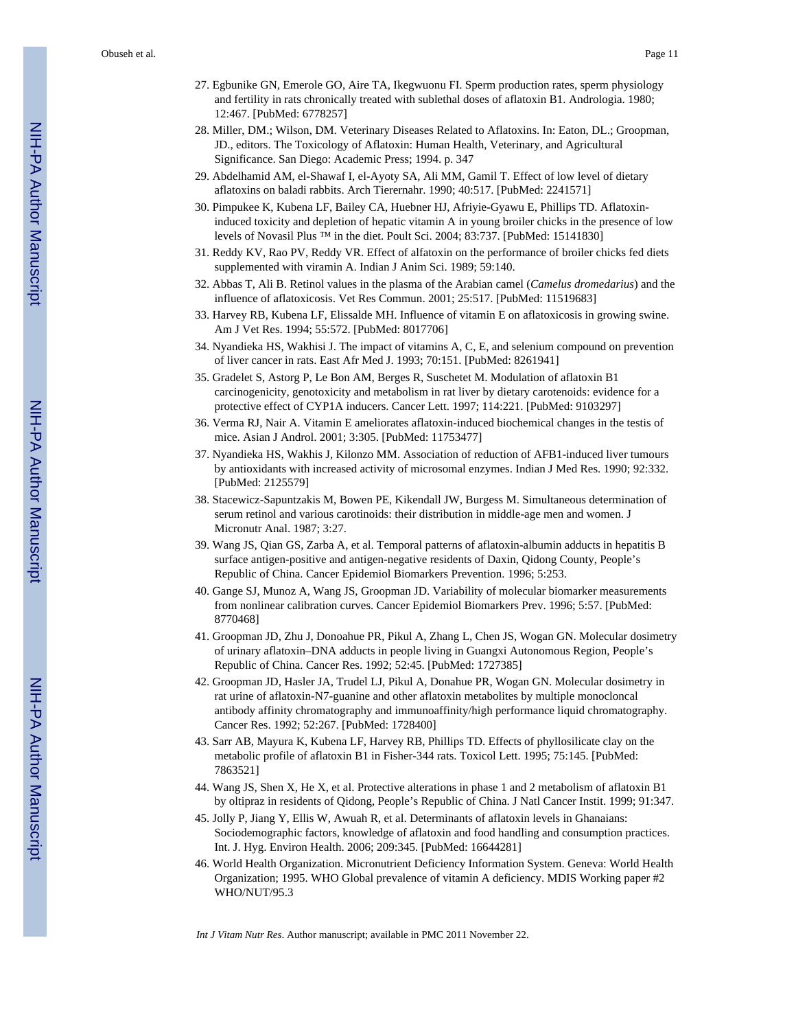27. Egbunike GN, Emerole GO, Aire TA, Ikegwuonu FI. Sperm production rates, sperm physiology and fertility in rats chronically treated with sublethal doses of aflatoxin B1. Andrologia. 1980; 12:467. [PubMed: 6778257]
28. Miller, DM.; Wilson, DM. Veterinary Diseases Related to Aflatoxins. In: Eaton, DL.; Groopman, JD., editors. The Toxicology of Aflatoxin: Human Health, Veterinary, and Agricultural Significance. San Diego: Academic Press; 1994. p. 347
29. Abdelhamid AM, el-Shawaf I, el-Ayoty SA, Ali MM, Gamil T. Effect of low level of dietary aflatoxins on baladi rabbits. Arch Tierernahr. 1990; 40:517. [PubMed: 2241571]
30. Pimpukee K, Kubena LF, Bailey CA, Huebner HJ, Afriyie-Gyawu E, Phillips TD. Aflatoxin-induced toxicity and depletion of hepatic vitamin A in young broiler chicks in the presence of low levels of Novasil Plus ™ in the diet. Poult Sci. 2004; 83:737. [PubMed: 15141830]
31. Reddy KV, Rao PV, Reddy VR. Effect of alfatoxin on the performance of broiler chicks fed diets supplemented with viramin A. Indian J Anim Sci. 1989; 59:140.
32. Abbas T, Ali B. Retinol values in the plasma of the Arabian camel (*Camelus dromedarius*) and the influence of aflatoxicosis. Vet Res Commun. 2001; 25:517. [PubMed: 11519683]
33. Harvey RB, Kubena LF, Elissalde MH. Influence of vitamin E on aflatoxicosis in growing swine. Am J Vet Res. 1994; 55:572. [PubMed: 8017706]
34. Nyandieka HS, Wakhisi J. The impact of vitamins A, C, E, and selenium compound on prevention of liver cancer in rats. East Afr Med J. 1993; 70:151. [PubMed: 8261941]
35. Gradelet S, Astorg P, Le Bon AM, Berges R, Suschetet M. Modulation of aflatoxin B1 carcinogenicity, genotoxicity and metabolism in rat liver by dietary carotenoids: evidence for a protective effect of CYP1A inducers. Cancer Lett. 1997; 114:221. [PubMed: 9103297]
36. Verma RJ, Nair A. Vitamin E ameliorates aflatoxin-induced biochemical changes in the testis of mice. Asian J Androl. 2001; 3:305. [PubMed: 11753477]
37. Nyandieka HS, Wakhis J, Kilonzo MM. Association of reduction of AFB1-induced liver tumours by antioxidants with increased activity of microsomal enzymes. Indian J Med Res. 1990; 92:332. [PubMed: 2125579]
38. Stacewicz-Sapuntzakis M, Bowen PE, Kikendall JW, Burgess M. Simultaneous determination of serum retinol and various carotinoids: their distribution in middle-age men and women. J Micronutr Anal. 1987; 3:27.
39. Wang JS, Qian GS, Zarba A, et al. Temporal patterns of aflatoxin-albumin adducts in hepatitis B surface antigen-positive and antigen-negative residents of Daxin, Qidong County, People's Republic of China. Cancer Epidemiol Biomarkers Prevention. 1996; 5:253.
40. Gange SJ, Munoz A, Wang JS, Groopman JD. Variability of molecular biomarker measurements from nonlinear calibration curves. Cancer Epidemiol Biomarkers Prev. 1996; 5:57. [PubMed: 8770468]
41. Groopman JD, Zhu J, Donoahue PR, Pikul A, Zhang L, Chen JS, Wogan GN. Molecular dosimetry of urinary aflatoxin–DNA adducts in people living in Guangxi Autonomous Region, People's Republic of China. Cancer Res. 1992; 52:45. [PubMed: 1727385]
42. Groopman JD, Hasler JA, Trudel LJ, Pikul A, Donahue PR, Wogan GN. Molecular dosimetry in rat urine of aflatoxin-N7-guanine and other aflatoxin metabolites by multiple monocloncal antibody affinity chromatography and immunoaffinity/high performance liquid chromatography. Cancer Res. 1992; 52:267. [PubMed: 1728400]
43. Sarr AB, Mayura K, Kubena LF, Harvey RB, Phillips TD. Effects of phyllosilicate clay on the metabolic profile of aflatoxin B1 in Fisher-344 rats. Toxicol Lett. 1995; 75:145. [PubMed: 7863521]
44. Wang JS, Shen X, He X, et al. Protective alterations in phase 1 and 2 metabolism of aflatoxin B1 by oltipraz in residents of Qidong, People's Republic of China. J Natl Cancer Instit. 1999; 91:347.
45. Jolly P, Jiang Y, Ellis W, Awuah R, et al. Determinants of aflatoxin levels in Ghanaians: Sociodemographic factors, knowledge of aflatoxin and food handling and consumption practices. Int. J. Hyg. Environ Health. 2006; 209:345. [PubMed: 16644281]
46. World Health Organization. Micronutrient Deficiency Information System. Geneva: World Health Organization; 1995. WHO Global prevalence of vitamin A deficiency. MDIS Working paper #2 WHO/NUT/95.3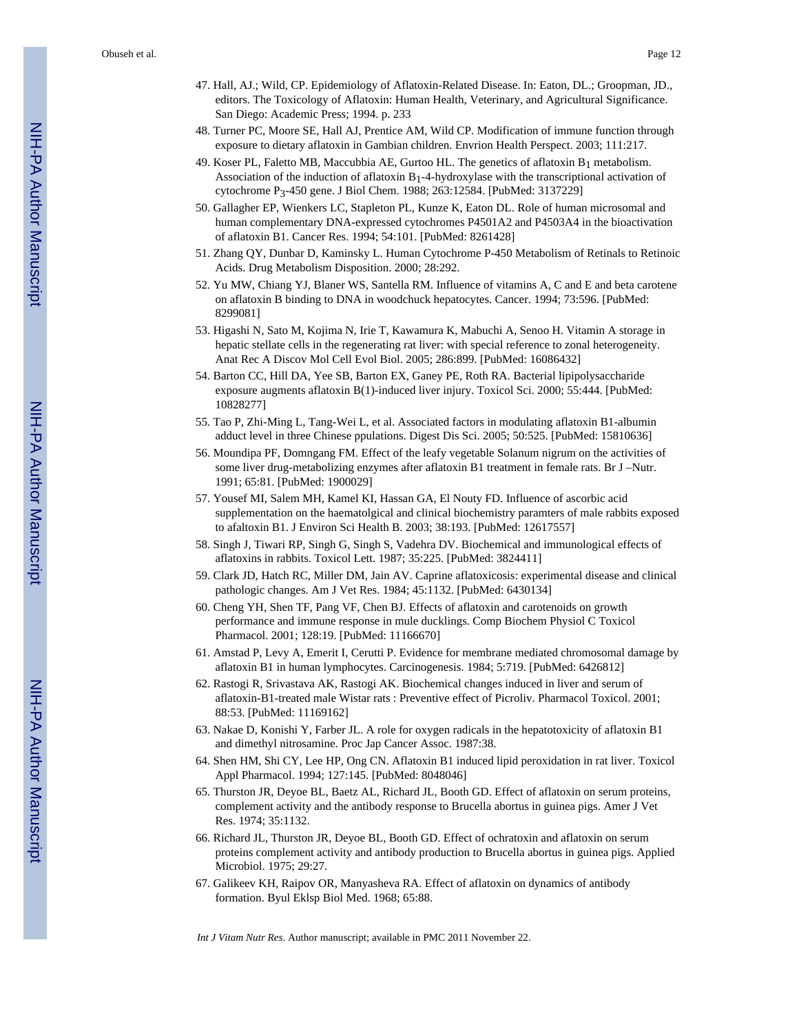47. Hall, AJ.; Wild, CP. Epidemiology of Aflatoxin-Related Disease. In: Eaton, DL.; Groopman, JD., editors. The Toxicology of Aflatoxin: Human Health, Veterinary, and Agricultural Significance. San Diego: Academic Press; 1994. p. 233
48. Turner PC, Moore SE, Hall AJ, Prentice AM, Wild CP. Modification of immune function through exposure to dietary aflatoxin in Gambian children. Envrion Health Perspect. 2003; 111:217.
49. Koser PL, Faletto MB, Maccubbia AE, Gurtoo HL. The genetics of aflatoxin $B_1$ metabolism. Association of the induction of aflatoxin $B_1$-4-hydroxylase with the transcriptional activation of cytochrome $P_3$-450 gene. J Biol Chem. 1988; 263:12584. [PubMed: 3137229]
50. Gallagher EP, Wienkers LC, Stapleton PL, Kunze K, Eaton DL. Role of human microsomal and human complementary DNA-expressed cytochromes P4501A2 and P4503A4 in the bioactivation of aflatoxin B1. Cancer Res. 1994; 54:101. [PubMed: 8261428]
51. Zhang QY, Dunbar D, Kaminsky L. Human Cytochrome P-450 Metabolism of Retinals to Retinoic Acids. Drug Metabolism Disposition. 2000; 28:292.
52. Yu MW, Chiang YJ, Blaner WS, Santella RM. Influence of vitamins A, C and E and beta carotene on aflatoxin B binding to DNA in woodchuck hepatocytes. Cancer. 1994; 73:596. [PubMed: 8299081]
53. Higashi N, Sato M, Kojima N, Irie T, Kawamura K, Mabuchi A, Senoo H. Vitamin A storage in hepatic stellate cells in the regenerating rat liver: with special reference to zonal heterogeneity. Anat Rec A Discov Mol Cell Evol Biol. 2005; 286:899. [PubMed: 16086432]
54. Barton CC, Hill DA, Yee SB, Barton EX, Ganey PE, Roth RA. Bacterial lipipolysaccharide exposure augments aflatoxin B(1)-induced liver injury. Toxicol Sci. 2000; 55:444. [PubMed: 10828277]
55. Tao P, Zhi-Ming L, Tang-Wei L, et al. Associated factors in modulating aflatoxin B1-albumin adduct level in three Chinese ppulations. Digest Dis Sci. 2005; 50:525. [PubMed: 15810636]
56. Moundipa PF, Domngang FM. Effect of the leafy vegetable Solanum nigrum on the activities of some liver drug-metabolizing enzymes after aflatoxin B1 treatment in female rats. Br J –Nutr. 1991; 65:81. [PubMed: 1900029]
57. Yousef MI, Salem MH, Kamel KI, Hassan GA, El Nouty FD. Influence of ascorbic acid supplementation on the haematolgical and clinical biochemistry paramters of male rabbits exposed to afaltoxin B1. J Environ Sci Health B. 2003; 38:193. [PubMed: 12617557]
58. Singh J, Tiwari RP, Singh G, Singh S, Vadehra DV. Biochemical and immunological effects of aflatoxins in rabbits. Toxicol Lett. 1987; 35:225. [PubMed: 3824411]
59. Clark JD, Hatch RC, Miller DM, Jain AV. Caprine aflatoxicosis: experimental disease and clinical pathologic changes. Am J Vet Res. 1984; 45:1132. [PubMed: 6430134]
60. Cheng YH, Shen TF, Pang VF, Chen BJ. Effects of aflatoxin and carotenoids on growth performance and immune response in mule ducklings. Comp Biochem Physiol C Toxicol Pharmacol. 2001; 128:19. [PubMed: 11166670]
61. Amstad P, Levy A, Emerit I, Cerutti P. Evidence for membrane mediated chromosomal damage by aflatoxin B1 in human lymphocytes. Carcinogenesis. 1984; 5:719. [PubMed: 6426812]
62. Rastogi R, Srivastava AK, Rastogi AK. Biochemical changes induced in liver and serum of aflatoxin-B1-treated male Wistar rats : Preventive effect of Picroliv. Pharmacol Toxicol. 2001; 88:53. [PubMed: 11169162]
63. Nakae D, Konishi Y, Farber JL. A role for oxygen radicals in the hepatotoxicity of aflatoxin B1 and dimethyl nitrosamine. Proc Jap Cancer Assoc. 1987:38.
64. Shen HM, Shi CY, Lee HP, Ong CN. Aflatoxin B1 induced lipid peroxidation in rat liver. Toxicol Appl Pharmacol. 1994; 127:145. [PubMed: 8048046]
65. Thurston JR, Deyoe BL, Baetz AL, Richard JL, Booth GD. Effect of aflatoxin on serum proteins, complement activity and the antibody response to Brucella abortus in guinea pigs. Amer J Vet Res. 1974; 35:1132.
66. Richard JL, Thurston JR, Deyoe BL, Booth GD. Effect of ochratoxin and aflatoxin on serum proteins complement activity and antibody production to Brucella abortus in guinea pigs. Applied Microbiol. 1975; 29:27.
67. Galikeev KH, Raipov OR, Manyasheva RA. Effect of aflatoxin on dynamics of antibody formation. Byul Eklsp Biol Med. 1968; 65:88.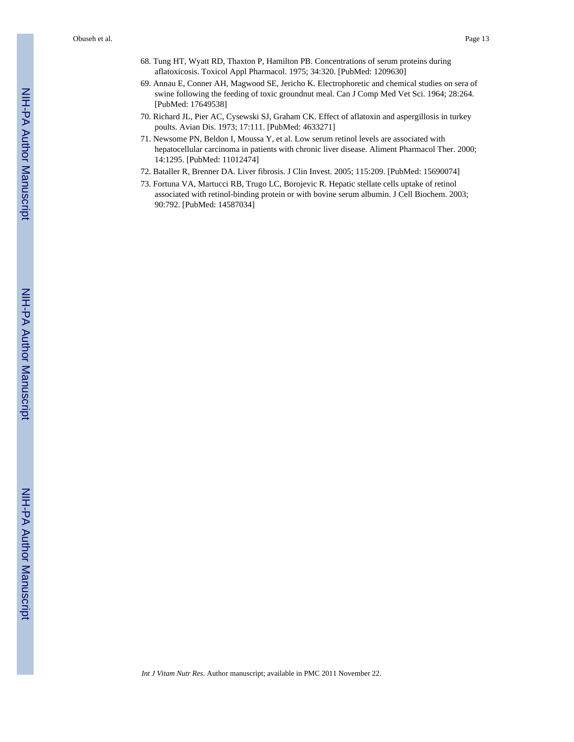68. Tung HT, Wyatt RD, Thaxton P, Hamilton PB. Concentrations of serum proteins during aflatoxicosis. Toxicol Appl Pharmacol. 1975; 34:320. [PubMed: 1209630]
69. Annau E, Conner AH, Magwood SE, Jericho K. Electrophoretic and chemical studies on sera of swine following the feeding of toxic groundnut meal. Can J Comp Med Vet Sci. 1964; 28:264. [PubMed: 17649538]
70. Richard JL, Pier AC, Cysewski SJ, Graham CK. Effect of aflatoxin and aspergillosis in turkey poults. Avian Dis. 1973; 17:111. [PubMed: 4633271]
71. Newsome PN, Beldon I, Moussa Y, et al. Low serum retinol levels are associated with hepatocellular carcinoma in patients with chronic liver disease. Aliment Pharmacol Ther. 2000; 14:1295. [PubMed: 11012474]
72. Bataller R, Brenner DA. Liver fibrosis. J Clin Invest. 2005; 115:209. [PubMed: 15690074]
73. Fortuna VA, Martucci RB, Trugo LC, Borojevic R. Hepatic stellate cells uptake of retinol associated with retinol-binding protein or with bovine serum albumin. J Cell Biochem. 2003; 90:792. [PubMed: 14587034]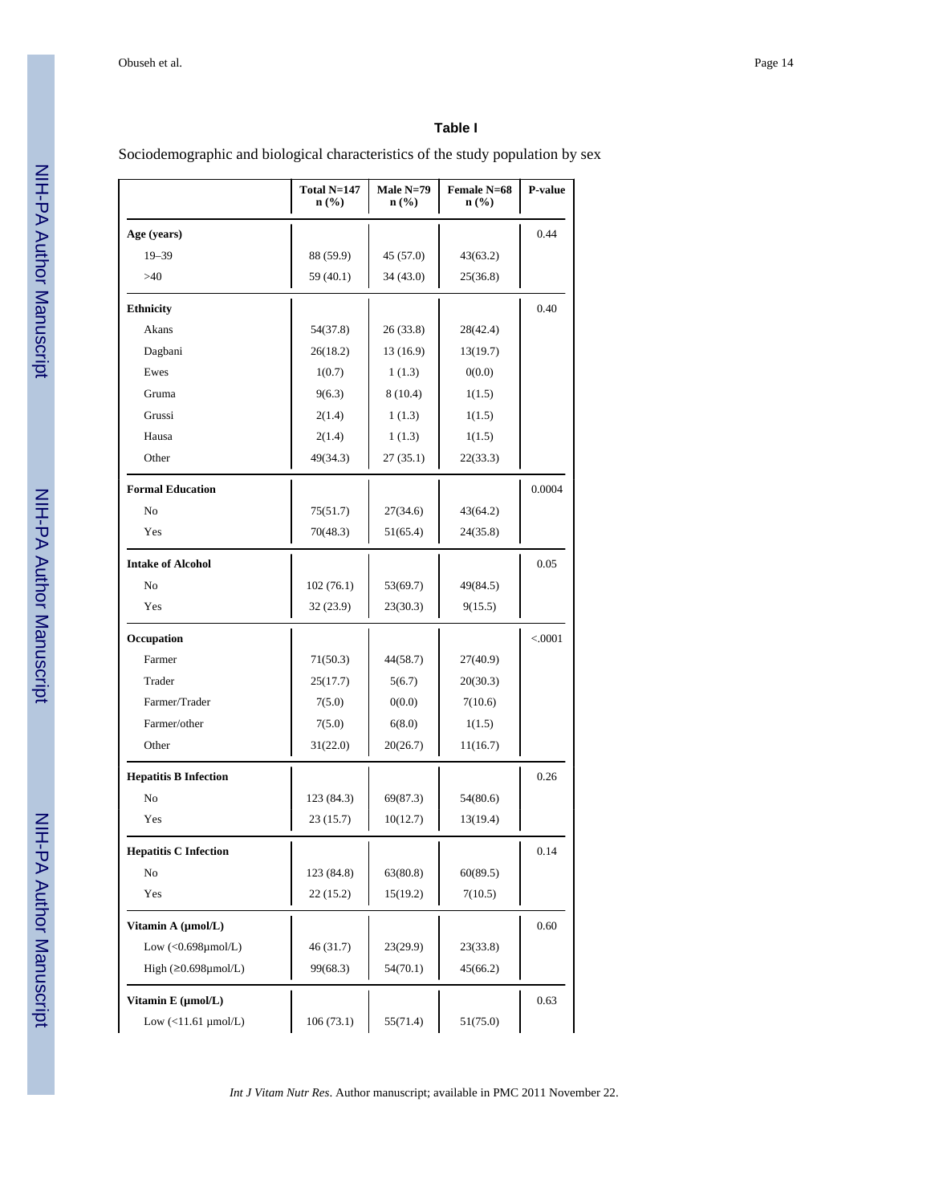## Table I

Sociodemographic and biological characteristics of the study population by sex

| | Total N=147 n (%) | Male N=79 n (%) | Female N=68 n (%) | P-value |
|---|---|---|---|---|
| **Age (years)** | | | | 0.44 |
| 19–39 | 88 (59.9) | 45 (57.0) | 43(63.2) | |
| >40 | 59 (40.1) | 34 (43.0) | 25(36.8) | |
| **Ethnicity** | | | | 0.40 |
| Akans | 54(37.8) | 26 (33.8) | 28(42.4) | |
| Dagbani | 26(18.2) | 13 (16.9) | 13(19.7) | |
| Ewes | 1(0.7) | 1 (1.3) | 0(0.0) | |
| Gruma | 9(6.3) | 8 (10.4) | 1(1.5) | |
| Grussi | 2(1.4) | 1 (1.3) | 1(1.5) | |
| Hausa | 2(1.4) | 1 (1.3) | 1(1.5) | |
| Other | 49(34.3) | 27 (35.1) | 22(33.3) | |
| **Formal Education** | | | | 0.0004 |
| No | 75(51.7) | 27(34.6) | 43(64.2) | |
| Yes | 70(48.3) | 51(65.4) | 24(35.8) | |
| **Intake of Alcohol** | | | | 0.05 |
| No | 102 (76.1) | 53(69.7) | 49(84.5) | |
| Yes | 32 (23.9) | 23(30.3) | 9(15.5) | |
| **Occupation** | | | | <.0001 |
| Farmer | 71(50.3) | 44(58.7) | 27(40.9) | |
| Trader | 25(17.7) | 5(6.7) | 20(30.3) | |
| Farmer/Trader | 7(5.0) | 0(0.0) | 7(10.6) | |
| Farmer/other | 7(5.0) | 6(8.0) | 1(1.5) | |
| Other | 31(22.0) | 20(26.7) | 11(16.7) | |
| **Hepatitis B Infection** | | | | 0.26 |
| No | 123 (84.3) | 69(87.3) | 54(80.6) | |
| Yes | 23 (15.7) | 10(12.7) | 13(19.4) | |
| **Hepatitis C Infection** | | | | 0.14 |
| No | 123 (84.8) | 63(80.8) | 60(89.5) | |
| Yes | 22 (15.2) | 15(19.2) | 7(10.5) | |
| **Vitamin A (μmol/L)** | | | | 0.60 |
| Low (<0.698μmol/L) | 46 (31.7) | 23(29.9) | 23(33.8) | |
| High (≥0.698μmol/L) | 99(68.3) | 54(70.1) | 45(66.2) | |
| **Vitamin E (μmol/L)** | | | | 0.63 |
| Low (<11.61 μmol/L) | 106 (73.1) | 55(71.4) | 51(75.0) | |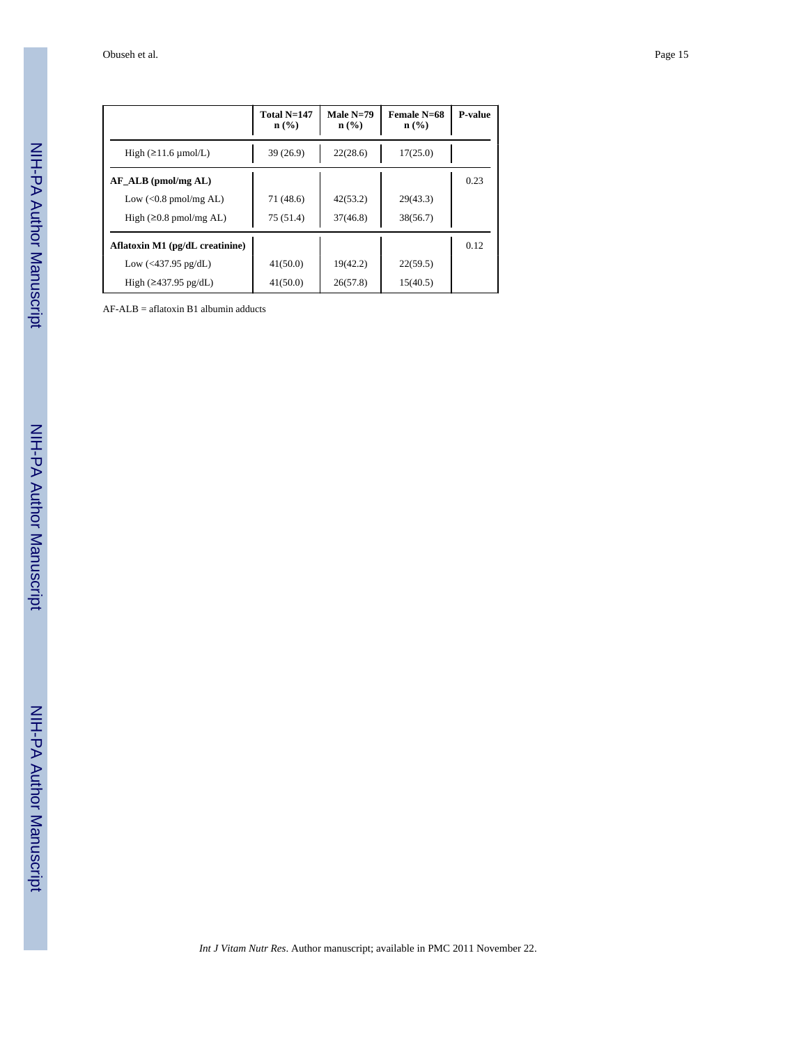| | Total N=147 n (%) | Male N=79 n (%) | Female N=68 n (%) | P-value |
|---|---|---|---|---|
| High (≥11.6 μmol/L) | 39 (26.9) | 22(28.6) | 17(25.0) | |
| **AF_ALB (pmol/mg AL)** | | | | 0.23 |
| Low (<0.8 pmol/mg AL) | 71 (48.6) | 42(53.2) | 29(43.3) | |
| High (≥0.8 pmol/mg AL) | 75 (51.4) | 37(46.8) | 38(56.7) | |
| **Aflatoxin M1 (pg/dL creatinine)** | | | | 0.12 |
| Low (<437.95 pg/dL) | 41(50.0) | 19(42.2) | 22(59.5) | |
| High (≥437.95 pg/dL) | 41(50.0) | 26(57.8) | 15(40.5) | |

AF-ALB = aflatoxin B1 albumin adducts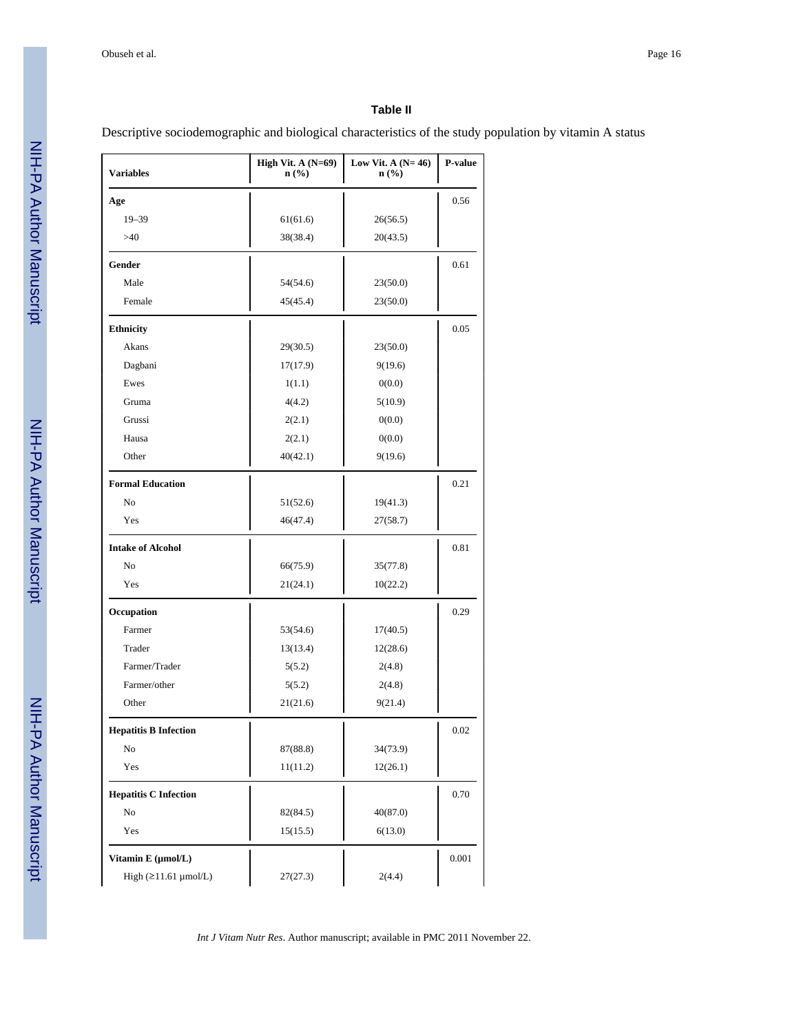**Table II**

Descriptive sociodemographic and biological characteristics of the study population by vitamin A status

| Variables | High Vit. A (N=69) n (%) | Low Vit. A (N= 46) n (%) | P-value |
|---|---|---|---|
| **Age** | | | 0.56 |
| 19–39 | 61(61.6) | 26(56.5) | |
| >40 | 38(38.4) | 20(43.5) | |
| **Gender** | | | 0.61 |
| Male | 54(54.6) | 23(50.0) | |
| Female | 45(45.4) | 23(50.0) | |
| **Ethnicity** | | | 0.05 |
| Akans | 29(30.5) | 23(50.0) | |
| Dagbani | 17(17.9) | 9(19.6) | |
| Ewes | 1(1.1) | 0(0.0) | |
| Gruma | 4(4.2) | 5(10.9) | |
| Grussi | 2(2.1) | 0(0.0) | |
| Hausa | 2(2.1) | 0(0.0) | |
| Other | 40(42.1) | 9(19.6) | |
| **Formal Education** | | | 0.21 |
| No | 51(52.6) | 19(41.3) | |
| Yes | 46(47.4) | 27(58.7) | |
| **Intake of Alcohol** | | | 0.81 |
| No | 66(75.9) | 35(77.8) | |
| Yes | 21(24.1) | 10(22.2) | |
| **Occupation** | | | 0.29 |
| Farmer | 53(54.6) | 17(40.5) | |
| Trader | 13(13.4) | 12(28.6) | |
| Farmer/Trader | 5(5.2) | 2(4.8) | |
| Farmer/other | 5(5.2) | 2(4.8) | |
| Other | 21(21.6) | 9(21.4) | |
| **Hepatitis B Infection** | | | 0.02 |
| No | 87(88.8) | 34(73.9) | |
| Yes | 11(11.2) | 12(26.1) | |
| **Hepatitis C Infection** | | | 0.70 |
| No | 82(84.5) | 40(87.0) | |
| Yes | 15(15.5) | 6(13.0) | |
| **Vitamin E (μmol/L)** | | | 0.001 |
| High (≥11.61 μmol/L) | 27(27.3) | 2(4.4) | |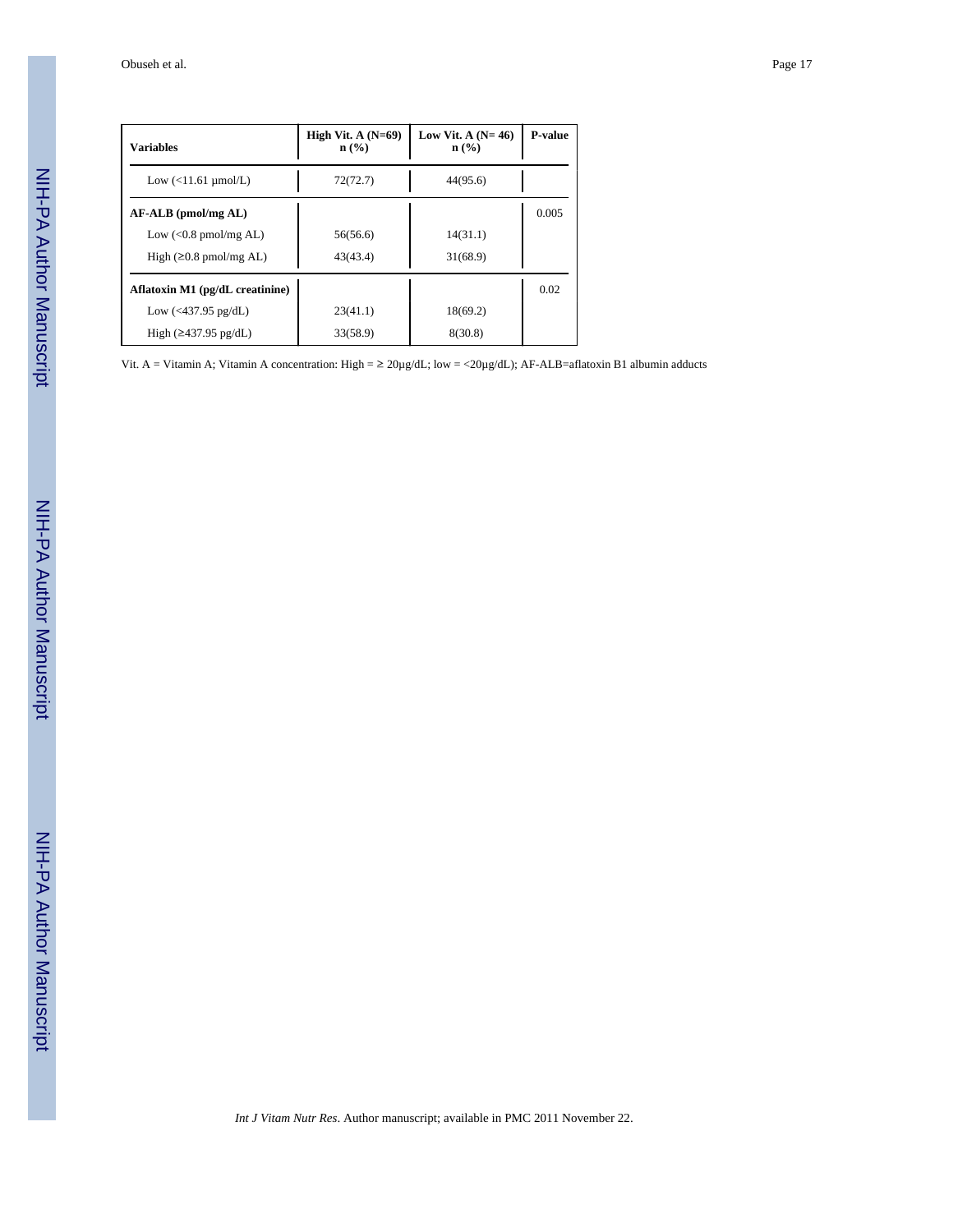| Variables | High Vit. A (N=69) n (%) | Low Vit. A (N= 46) n (%) | P-value |
|---|---|---|---|
| Low (<11.61 μmol/L) | 72(72.7) | 44(95.6) | |
| **AF-ALB (pmol/mg AL)** | | | 0.005 |
| Low (<0.8 pmol/mg AL) | 56(56.6) | 14(31.1) | |
| High (≥0.8 pmol/mg AL) | 43(43.4) | 31(68.9) | |
| **Aflatoxin M1 (pg/dL creatinine)** | | | 0.02 |
| Low (<437.95 pg/dL) | 23(41.1) | 18(69.2) | |
| High (≥437.95 pg/dL) | 33(58.9) | 8(30.8) | |

Vit. A = Vitamin A; Vitamin A concentration: High = ≥ 20μg/dL; low = <20μg/dL); AF-ALB=aflatoxin B1 albumin adducts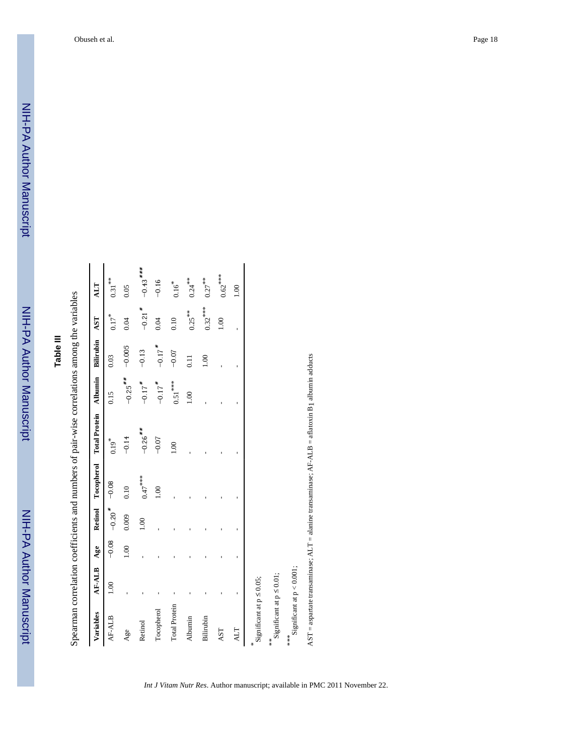## Table III

Spearman correlation coefficients and numbers of pair-wise correlations among the variables

| Variables | AF-ALB | Age | Retinol | Tocopherol | Total Protein | Albumin | Bilirubin | AST | ALT |
|---|---|---|---|---|---|---|---|---|---|
| AF-ALB | 1.00 | −0.08 | −0.20* | −0.08 | 0.19* | 0.15 | 0.03 | 0.17* | 0.31** |
| Age | - | 1.00 | 0.009 | 0.10 | −0.14 | −0.25** | −0.005 | 0.04 | 0.05 |
| Retinol | - | - | 1.00 | 0.47*** | −0.26** | −0.17* | −0.13 | −0.21* | −0.43*** |
| Tocopherol | - | - | - | 1.00 | −0.07 | −0.17* | −0.17* | 0.04 | −0.16 |
| Total Protein | - | - | - | - | 1.00 | 0.51*** | −0.07 | 0.10 | 0.16* |
| Albumin | - | - | - | - | - | 1.00 | 0.11 | 0.25** | 0.24** |
| Bilirubin | - | - | - | - | - | - | 1.00 | 0.32*** | 0.27** |
| AST | - | - | - | - | - | - | - | 1.00 | 0.62*** |
| ALT | - | - | - | - | - | - | - | - | 1.00 |

\* Significant at $p \leq 0.05$;

\*\* Significant at $p \leq 0.01$;

\*\*\* Significant at $p < 0.001$;

AST = aspartate transaminase; ALT = alanine transaminase; AF-ALB = aflatoxin $B_1$ albumin adducts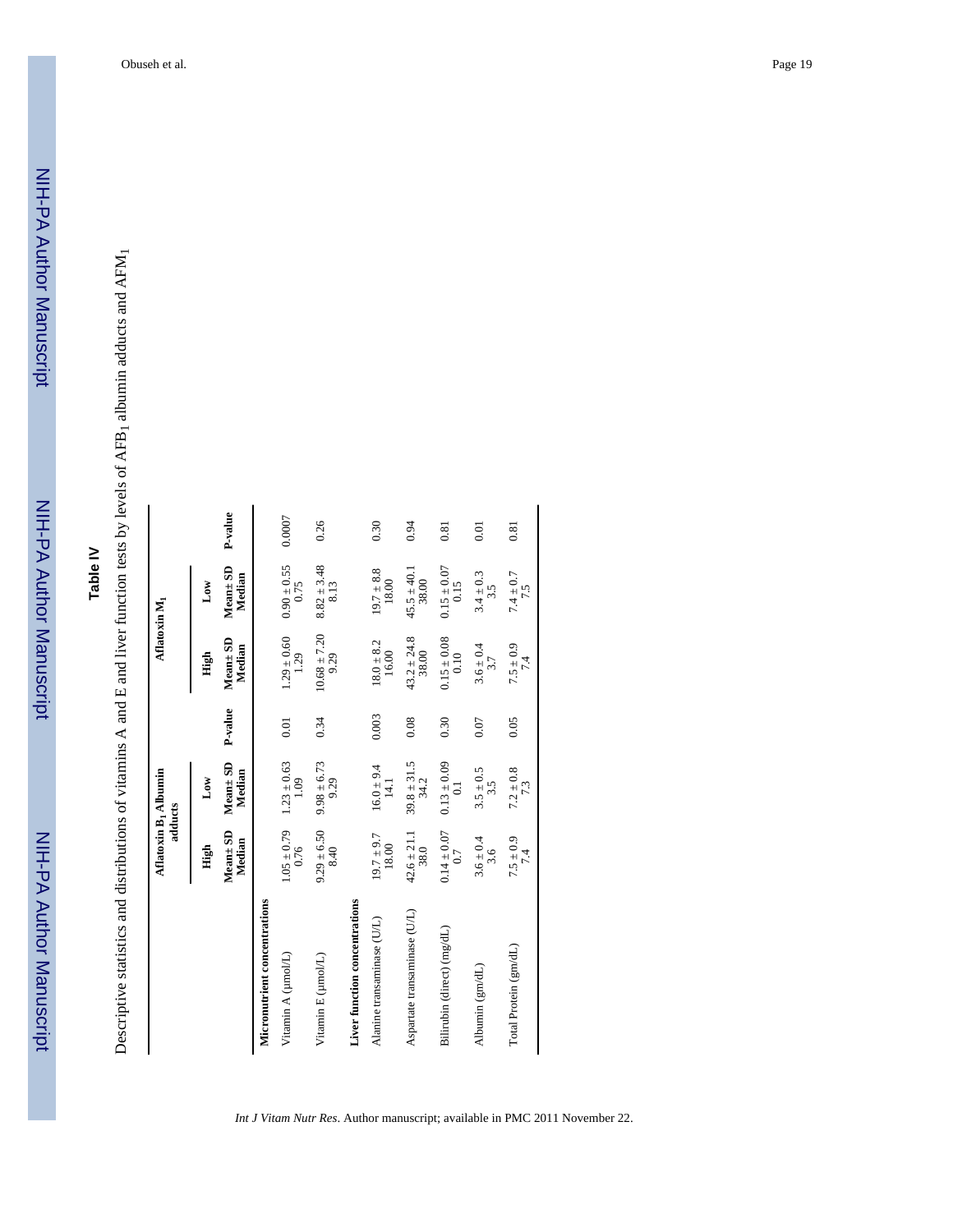## Table IV

Descriptive statistics and distributions of vitamins A and E and liver function tests by levels of $AFB_1$ albumin adducts and $AFM_1$

| | Aflatoxin $B_1$ Albumin adducts | | | Aflatoxin $M_1$ | | |
|---|---|---|---|---|---|---|
| | High | Low | | High | Low | |
| | Mean± SD Median | Mean± SD Median | P-value | Mean± SD Median | Mean± SD Median | P-value |
| **Micronutrient concentrations** | | | | | | |
| Vitamin A (μmol/L) | 1.05 ± 0.79 0.76 | 1.23 ± 0.63 1.09 | 0.01 | 1.29 ± 0.60 1.29 | 0.90 ± 0.55 0.75 | 0.0007 |
| Vitamin E (μmol/L) | 9.29 ± 6.50 8.40 | 9.98 ± 6.73 9.29 | 0.34 | 10.68 ± 7.20 9.29 | 8.82 ± 3.48 8.13 | 0.26 |
| **Liver function concentrations** | | | | | | |
| Alanine transaminase (U/L) | 19.7 ± 9.7 18.00 | 16.0 ± 9.4 14.1 | 0.003 | 18.0 ± 8.2 16.00 | 19.7 ± 8.8 18.00 | 0.30 |
| Aspartate transaminase (U/L) | 42.6 ± 21.1 38.0 | 39.8 ± 31.5 34.2 | 0.08 | 43.2 ± 24.8 38.00 | 45.5 ± 40.1 38.00 | 0.94 |
| Bilirubin (direct) (mg/dL) | 0.14 ± 0.07 0.7 | 0.13 ± 0.09 0.1 | 0.30 | 0.15 ± 0.08 0.10 | 0.15 ± 0.07 0.15 | 0.81 |
| Albumin (gm/dL) | 3.6 ± 0.4 3.6 | 3.5 ± 0.5 3.5 | 0.07 | 3.6 ± 0.4 3.7 | 3.4 ± 0.3 3.5 | 0.01 |
| Total Protein (gm/dL) | 7.5 ± 0.9 7.4 | 7.2 ± 0.8 7.3 | 0.05 | 7.5 ± 0.9 7.4 | 7.4 ± 0.7 7.5 | 0.81 |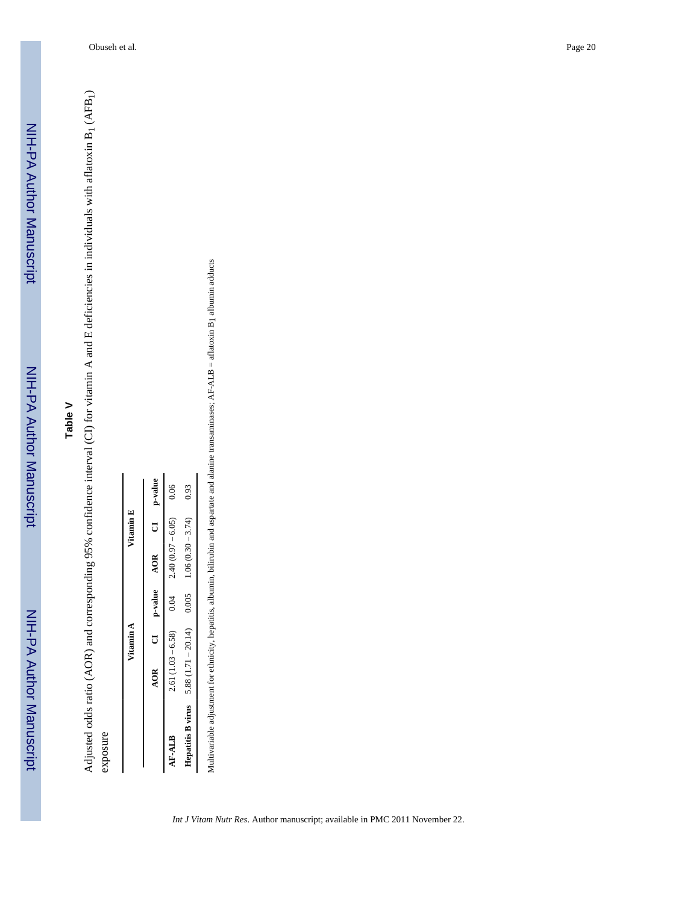## Table V

Adjusted odds ratio (AOR) and corresponding 95% confidence interval (CI) for vitamin A and E deficiencies in individuals with aflatoxin $B_1$ ($AFB_1$) exposure

| | Vitamin A | | Vitamin E | |
|---|---|---|---|---|
| | AOR CI | p-value | AOR CI | p-value |
| **AF-ALB** | 2.61 (1.03 – 6.58) | 0.04 | 2.40 (0.97 – 6.05) | 0.06 |
| **Hepatitis B virus** | 5.88 (1.71 – 20.14) | 0.005 | 1.06 (0.30 – 3.74) | 0.93 |

Multivariable adjustment for ethnicity, hepatitis, albumin, bilirubin and aspartate and alanine transaminases; AF-ALB = aflatoxin $B_1$ albumin adducts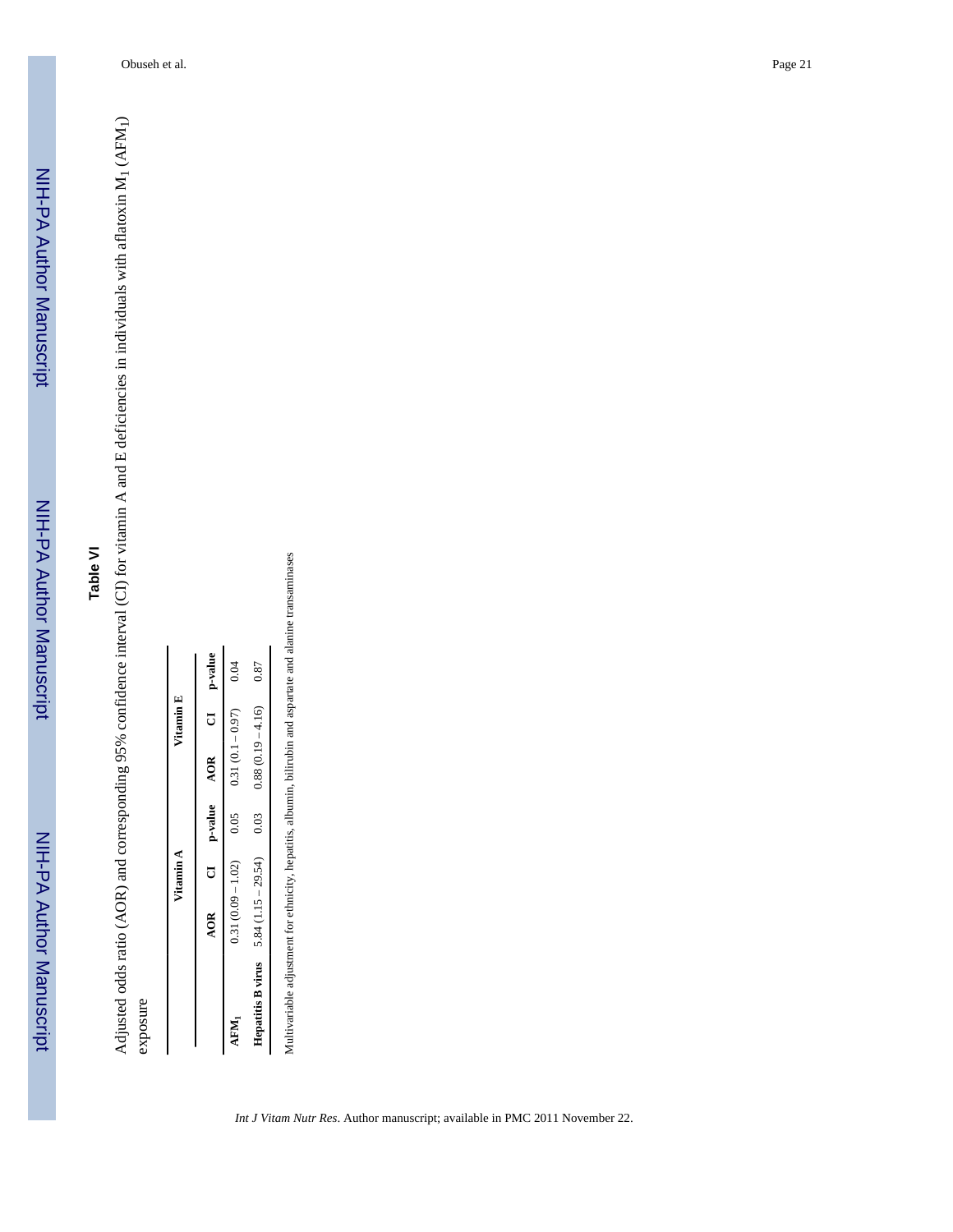## Table VI

Adjusted odds ratio (AOR) and corresponding 95% confidence interval (CI) for vitamin A and E deficiencies in individuals with aflatoxin $M_1$ ($AFM_1$) exposure

| | Vitamin A | | Vitamin E | |
|---|---|---|---|---|
| | AOR CI | p-value | AOR CI | p-value |
| **$AFM_1$** | 0.31 (0.09 – 1.02) | 0.05 | 0.31 (0.1 – 0.97) | 0.04 |
| **Hepatitis B virus** | 5.84 (1.15 – 29.54) | 0.03 | 0.88 (0.19 – 4.16) | 0.87 |

Multivariable adjustment for ethnicity, hepatitis, albumin, bilirubin and aspartate and alanine transaminases